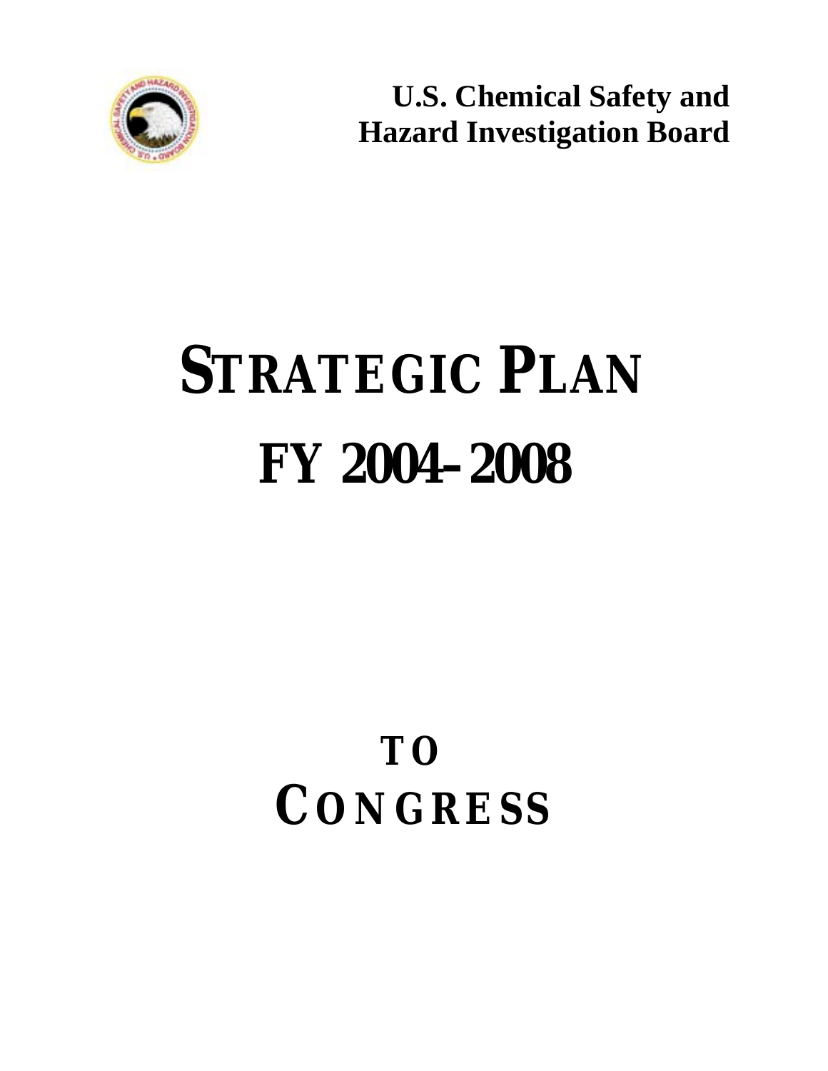**U.S. Chemical Safety and Hazard Investigation Board**

# STRATEGIC PLAN

# FY 2004-2008

## TO CONGRESS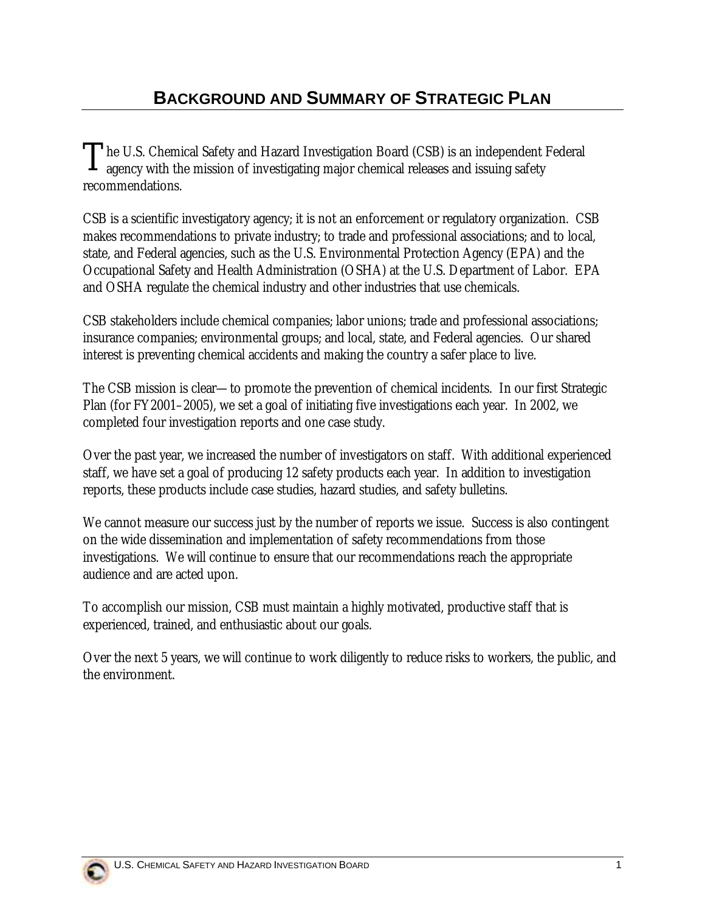# Background and Summary of Strategic Plan

The U.S. Chemical Safety and Hazard Investigation Board (CSB) is an independent Federal agency with the mission of investigating major chemical releases and issuing safety recommendations.

CSB is a scientific investigatory agency; it is not an enforcement or regulatory organization. CSB makes recommendations to private industry; to trade and professional associations; and to local, state, and Federal agencies, such as the U.S. Environmental Protection Agency (EPA) and the Occupational Safety and Health Administration (OSHA) at the U.S. Department of Labor. EPA and OSHA regulate the chemical industry and other industries that use chemicals.

CSB stakeholders include chemical companies; labor unions; trade and professional associations; insurance companies; environmental groups; and local, state, and Federal agencies. Our shared interest is preventing chemical accidents and making the country a safer place to live.

The CSB mission is clear—to promote the prevention of chemical incidents. In our first Strategic Plan (for FY2001–2005), we set a goal of initiating five investigations each year. In 2002, we completed four investigation reports and one case study.

Over the past year, we increased the number of investigators on staff. With additional experienced staff, we have set a goal of producing 12 safety products each year. In addition to investigation reports, these products include case studies, hazard studies, and safety bulletins.

We cannot measure our success just by the number of reports we issue. Success is also contingent on the wide dissemination and implementation of safety recommendations from those investigations. We will continue to ensure that our recommendations reach the appropriate audience and are acted upon.

To accomplish our mission, CSB must maintain a highly motivated, productive staff that is experienced, trained, and enthusiastic about our goals.

Over the next 5 years, we will continue to work diligently to reduce risks to workers, the public, and the environment.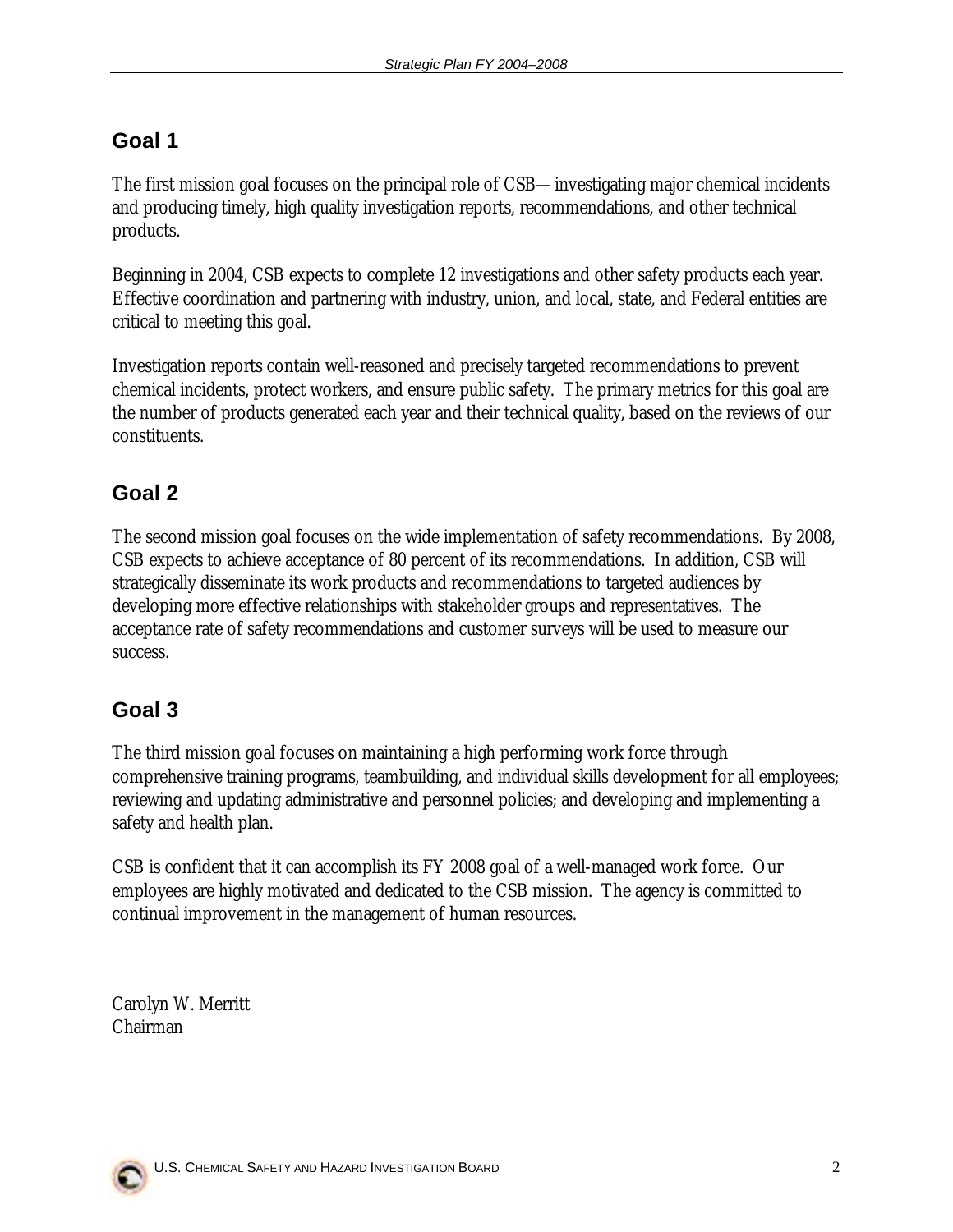## Goal 1

The first mission goal focuses on the principal role of CSB—investigating major chemical incidents and producing timely, high quality investigation reports, recommendations, and other technical products.

Beginning in 2004, CSB expects to complete 12 investigations and other safety products each year. Effective coordination and partnering with industry, union, and local, state, and Federal entities are critical to meeting this goal.

Investigation reports contain well-reasoned and precisely targeted recommendations to prevent chemical incidents, protect workers, and ensure public safety. The primary metrics for this goal are the number of products generated each year and their technical quality, based on the reviews of our constituents.

## Goal 2

The second mission goal focuses on the wide implementation of safety recommendations. By 2008, CSB expects to achieve acceptance of 80 percent of its recommendations. In addition, CSB will strategically disseminate its work products and recommendations to targeted audiences by developing more effective relationships with stakeholder groups and representatives. The acceptance rate of safety recommendations and customer surveys will be used to measure our success.

## Goal 3

The third mission goal focuses on maintaining a high performing work force through comprehensive training programs, teambuilding, and individual skills development for all employees; reviewing and updating administrative and personnel policies; and developing and implementing a safety and health plan.

CSB is confident that it can accomplish its FY 2008 goal of a well-managed work force. Our employees are highly motivated and dedicated to the CSB mission. The agency is committed to continual improvement in the management of human resources.

Carolyn W. Merritt
Chairman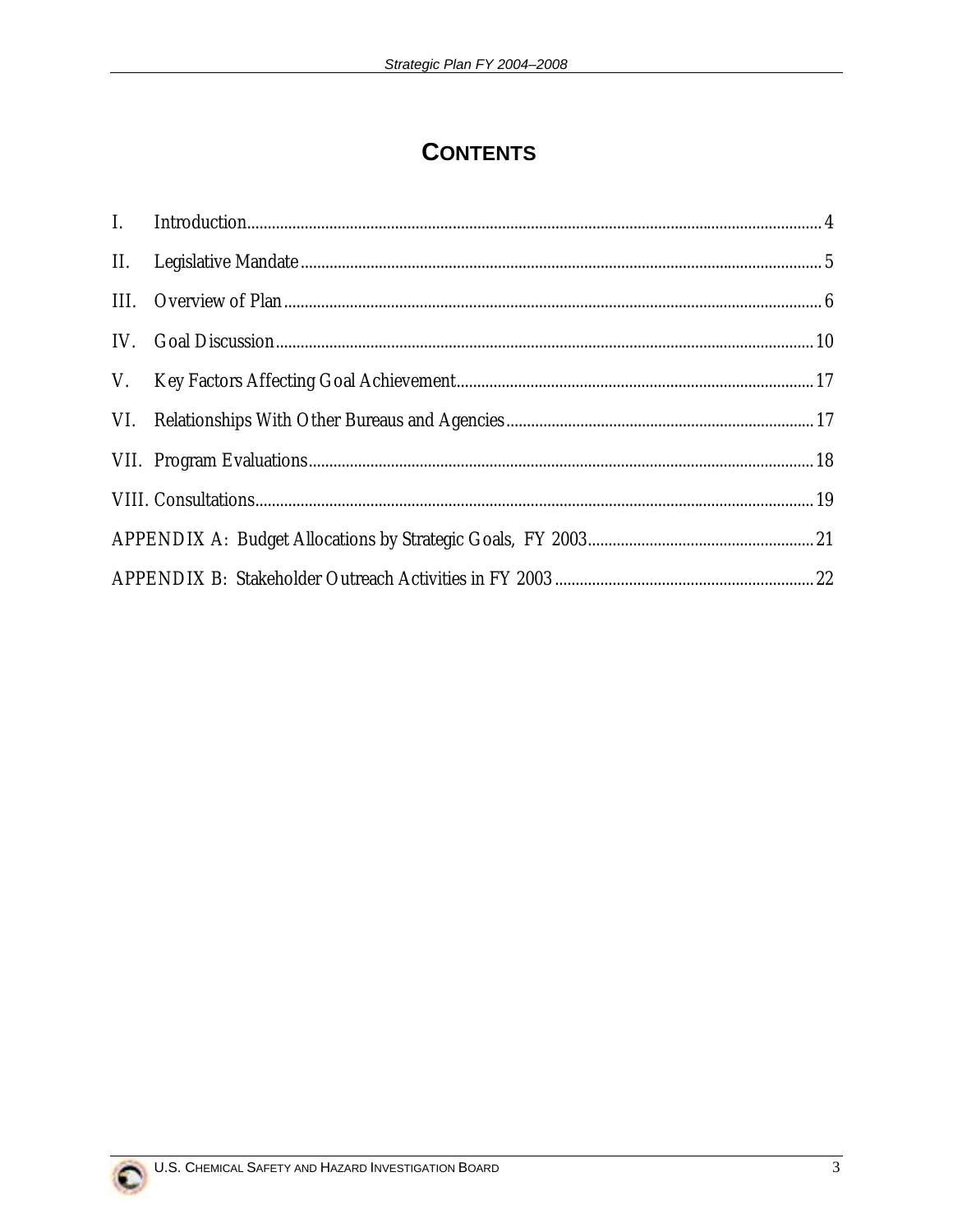# CONTENTS

I. Introduction .......... 4

II. Legislative Mandate .......... 5

III. Overview of Plan .......... 6

IV. Goal Discussion .......... 10

V. Key Factors Affecting Goal Achievement .......... 17

VI. Relationships With Other Bureaus and Agencies .......... 17

VII. Program Evaluations .......... 18

VIII. Consultations .......... 19

APPENDIX A: Budget Allocations by Strategic Goals, FY 2003 .......... 21

APPENDIX B: Stakeholder Outreach Activities in FY 2003 .......... 22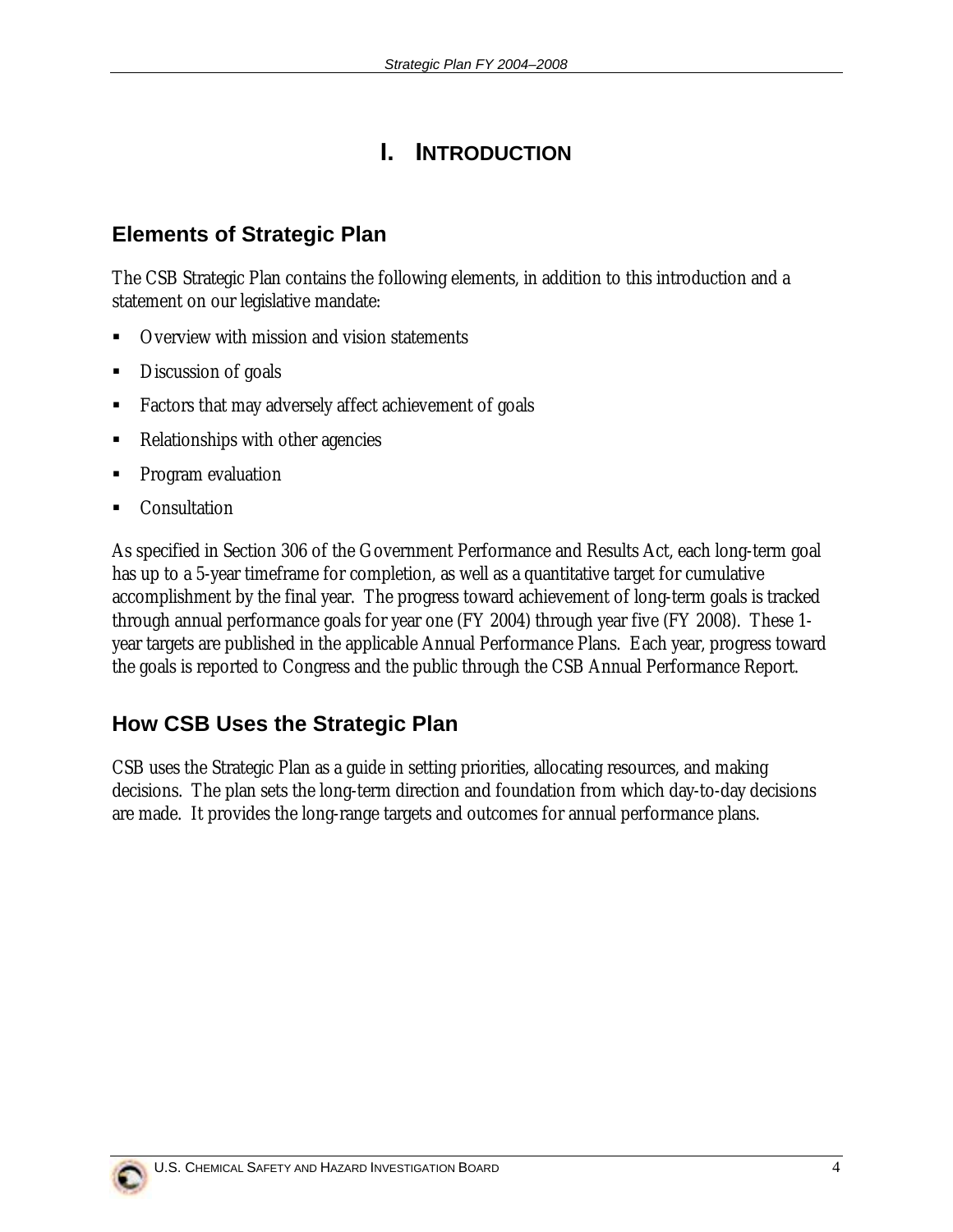# I. INTRODUCTION

## Elements of Strategic Plan

The CSB Strategic Plan contains the following elements, in addition to this introduction and a statement on our legislative mandate:

- Overview with mission and vision statements
- Discussion of goals
- Factors that may adversely affect achievement of goals
- Relationships with other agencies
- Program evaluation
- Consultation

As specified in Section 306 of the Government Performance and Results Act, each long-term goal has up to a 5-year timeframe for completion, as well as a quantitative target for cumulative accomplishment by the final year. The progress toward achievement of long-term goals is tracked through annual performance goals for year one (FY 2004) through year five (FY 2008). These 1-year targets are published in the applicable Annual Performance Plans. Each year, progress toward the goals is reported to Congress and the public through the CSB Annual Performance Report.

## How CSB Uses the Strategic Plan

CSB uses the Strategic Plan as a guide in setting priorities, allocating resources, and making decisions. The plan sets the long-term direction and foundation from which day-to-day decisions are made. It provides the long-range targets and outcomes for annual performance plans.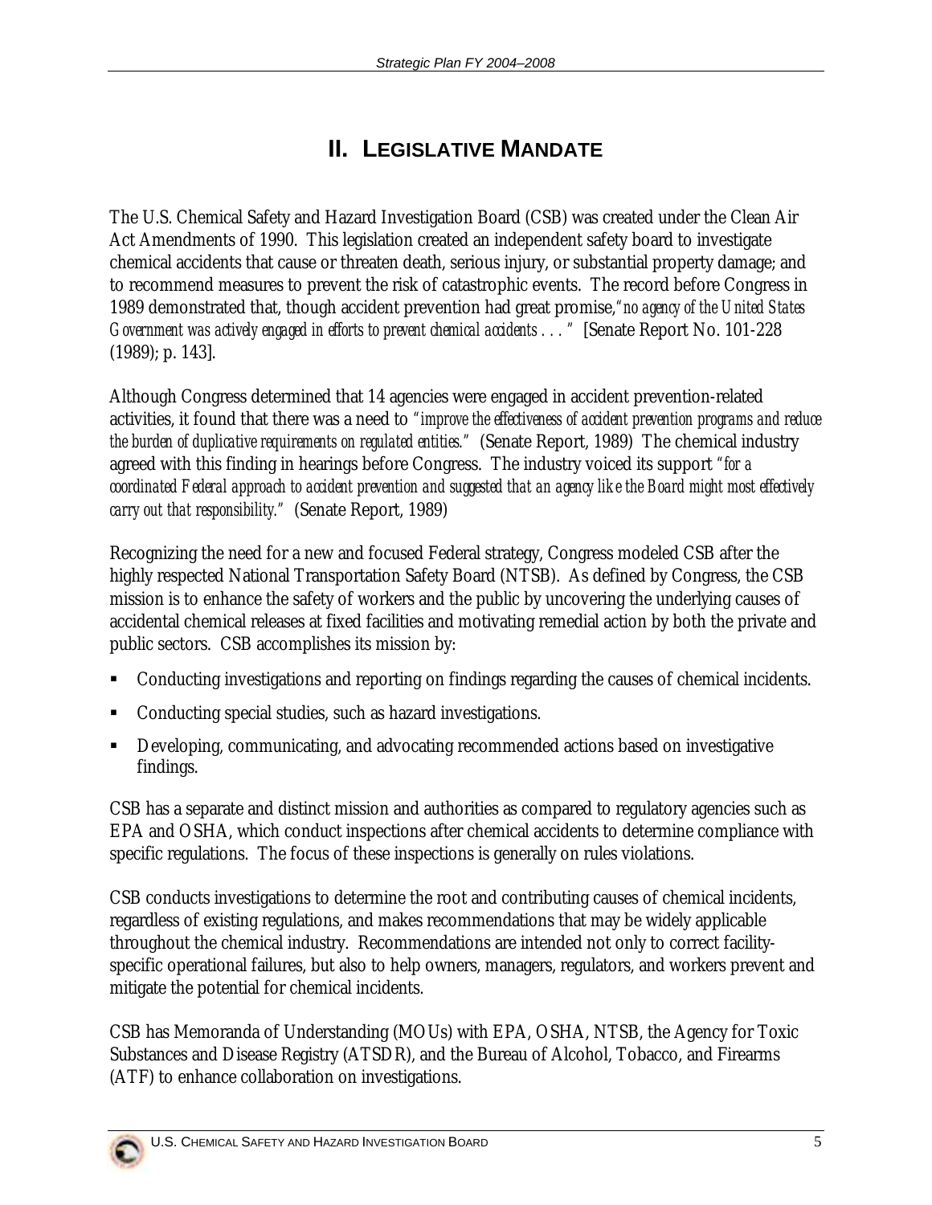# II. LEGISLATIVE MANDATE

The U.S. Chemical Safety and Hazard Investigation Board (CSB) was created under the Clean Air Act Amendments of 1990. This legislation created an independent safety board to investigate chemical accidents that cause or threaten death, serious injury, or substantial property damage; and to recommend measures to prevent the risk of catastrophic events. The record before Congress in 1989 demonstrated that, though accident prevention had great promise,*"no agency of the United States Government was actively engaged in efforts to prevent chemical accidents . . . "* [Senate Report No. 101-228 (1989); p. 143].

Although Congress determined that 14 agencies were engaged in accident prevention-related activities, it found that there was a need to *"improve the effectiveness of accident prevention programs and reduce the burden of duplicative requirements on regulated entities."* (Senate Report, 1989) The chemical industry agreed with this finding in hearings before Congress. The industry voiced its support *"for a coordinated Federal approach to accident prevention and suggested that an agency like the Board might most effectively carry out that responsibility."* (Senate Report, 1989)

Recognizing the need for a new and focused Federal strategy, Congress modeled CSB after the highly respected National Transportation Safety Board (NTSB). As defined by Congress, the CSB mission is to enhance the safety of workers and the public by uncovering the underlying causes of accidental chemical releases at fixed facilities and motivating remedial action by both the private and public sectors. CSB accomplishes its mission by:

- Conducting investigations and reporting on findings regarding the causes of chemical incidents.
- Conducting special studies, such as hazard investigations.
- Developing, communicating, and advocating recommended actions based on investigative findings.

CSB has a separate and distinct mission and authorities as compared to regulatory agencies such as EPA and OSHA, which conduct inspections after chemical accidents to determine compliance with specific regulations. The focus of these inspections is generally on rules violations.

CSB conducts investigations to determine the root and contributing causes of chemical incidents, regardless of existing regulations, and makes recommendations that may be widely applicable throughout the chemical industry. Recommendations are intended not only to correct facility-specific operational failures, but also to help owners, managers, regulators, and workers prevent and mitigate the potential for chemical incidents.

CSB has Memoranda of Understanding (MOUs) with EPA, OSHA, NTSB, the Agency for Toxic Substances and Disease Registry (ATSDR), and the Bureau of Alcohol, Tobacco, and Firearms (ATF) to enhance collaboration on investigations.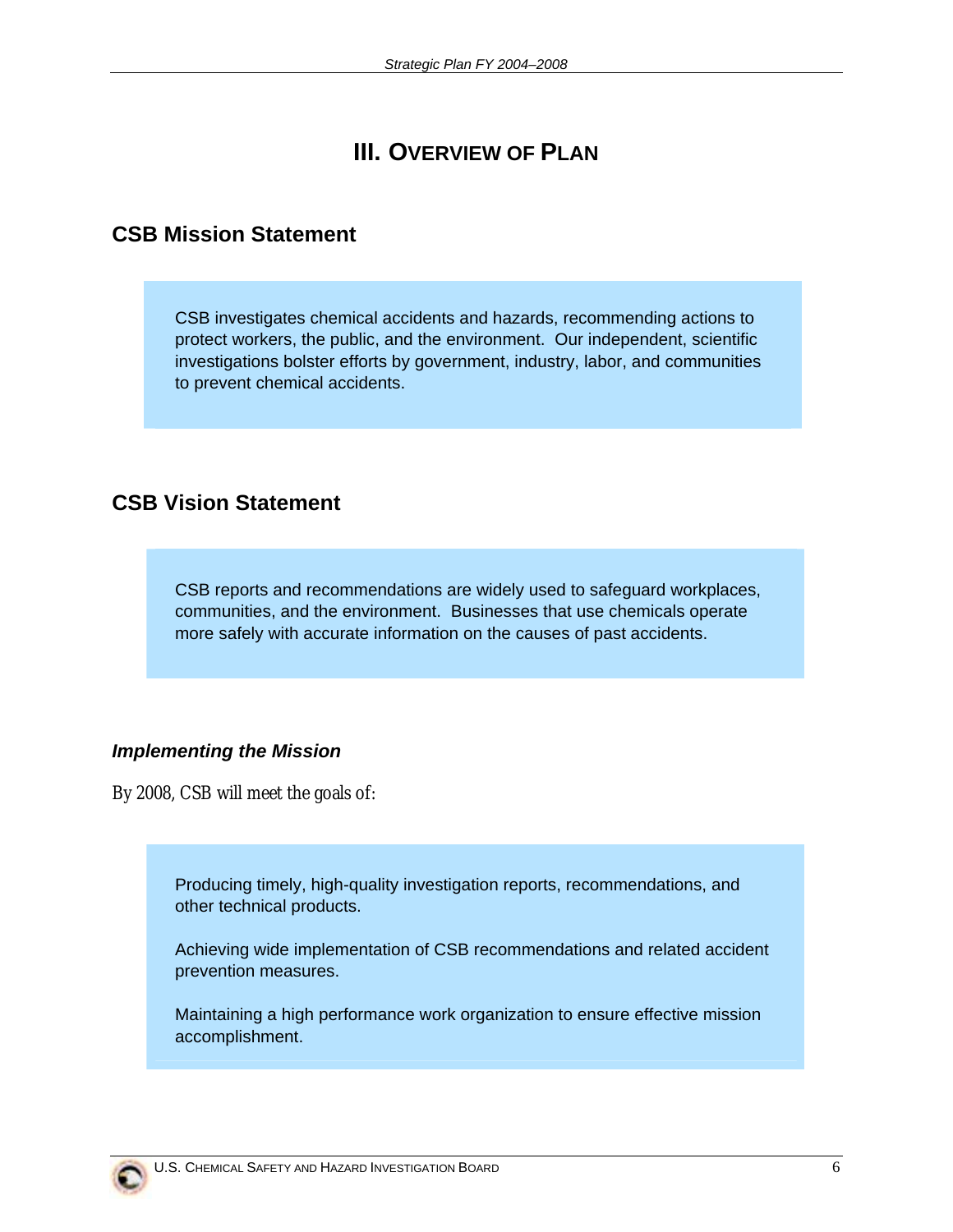# III. Overview of Plan

## CSB Mission Statement

CSB investigates chemical accidents and hazards, recommending actions to protect workers, the public, and the environment. Our independent, scientific investigations bolster efforts by government, industry, labor, and communities to prevent chemical accidents.

## CSB Vision Statement

CSB reports and recommendations are widely used to safeguard workplaces, communities, and the environment. Businesses that use chemicals operate more safely with accurate information on the causes of past accidents.

### *Implementing the Mission*

*By 2008, CSB will meet the goals of:*

Producing timely, high-quality investigation reports, recommendations, and other technical products.

Achieving wide implementation of CSB recommendations and related accident prevention measures.

Maintaining a high performance work organization to ensure effective mission accomplishment.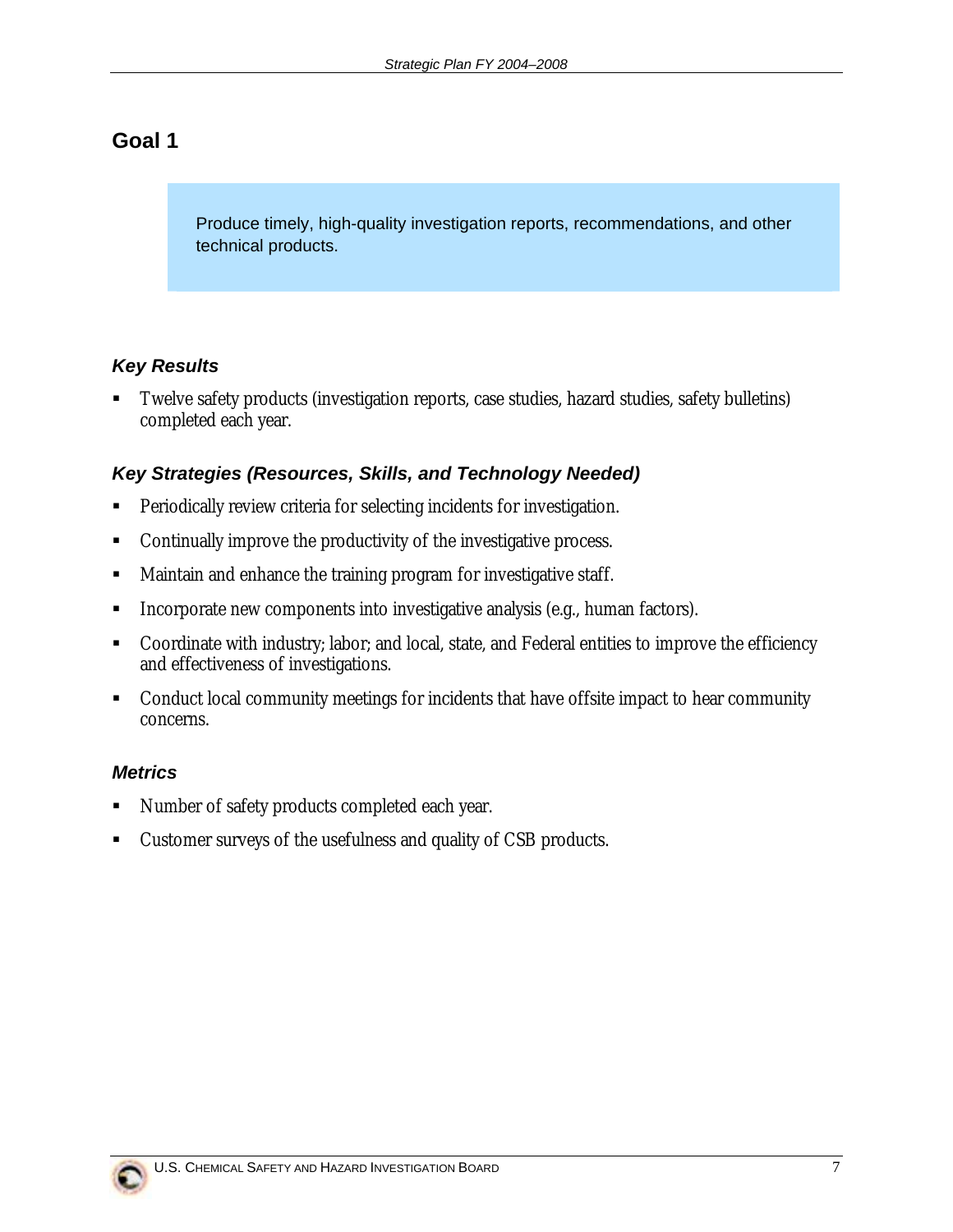## Goal 1

> Produce timely, high-quality investigation reports, recommendations, and other technical products.

### *Key Results*

- Twelve safety products (investigation reports, case studies, hazard studies, safety bulletins) completed each year.

### *Key Strategies (Resources, Skills, and Technology Needed)*

- Periodically review criteria for selecting incidents for investigation.
- Continually improve the productivity of the investigative process.
- Maintain and enhance the training program for investigative staff.
- Incorporate new components into investigative analysis (e.g., human factors).
- Coordinate with industry; labor; and local, state, and Federal entities to improve the efficiency and effectiveness of investigations.
- Conduct local community meetings for incidents that have offsite impact to hear community concerns.

### *Metrics*

- Number of safety products completed each year.
- Customer surveys of the usefulness and quality of CSB products.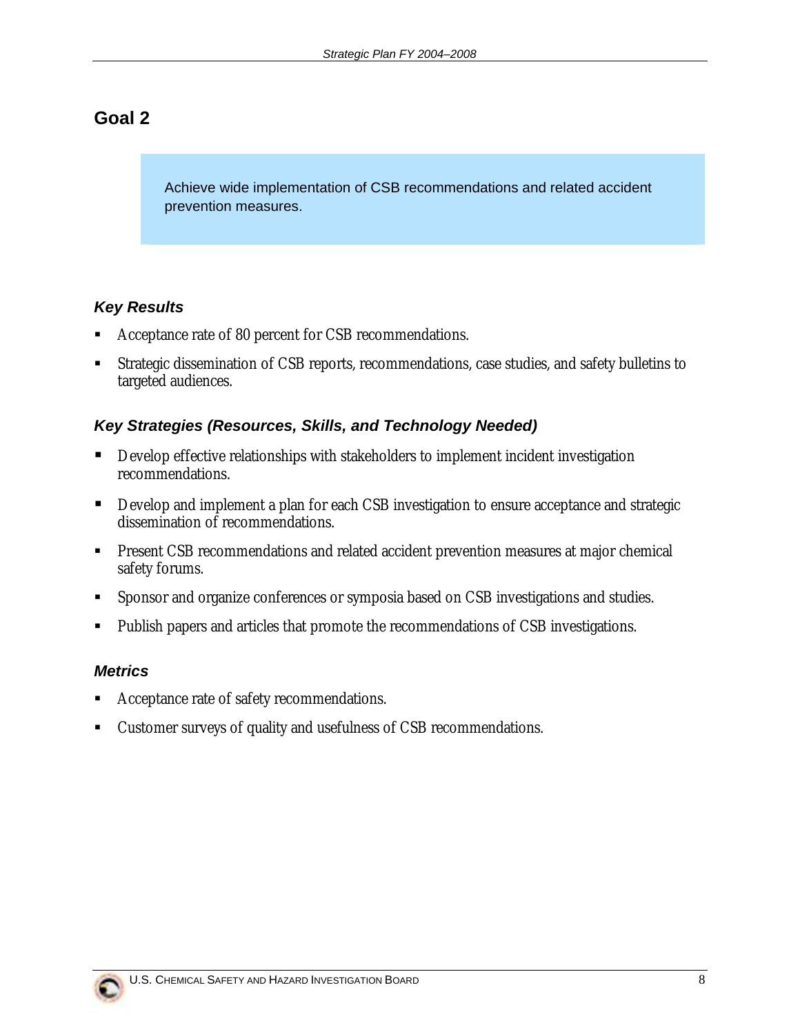## Goal 2

Achieve wide implementation of CSB recommendations and related accident prevention measures.

### *Key Results*

- Acceptance rate of 80 percent for CSB recommendations.
- Strategic dissemination of CSB reports, recommendations, case studies, and safety bulletins to targeted audiences.

### *Key Strategies (Resources, Skills, and Technology Needed)*

- Develop effective relationships with stakeholders to implement incident investigation recommendations.
- Develop and implement a plan for each CSB investigation to ensure acceptance and strategic dissemination of recommendations.
- Present CSB recommendations and related accident prevention measures at major chemical safety forums.
- Sponsor and organize conferences or symposia based on CSB investigations and studies.
- Publish papers and articles that promote the recommendations of CSB investigations.

### *Metrics*

- Acceptance rate of safety recommendations.
- Customer surveys of quality and usefulness of CSB recommendations.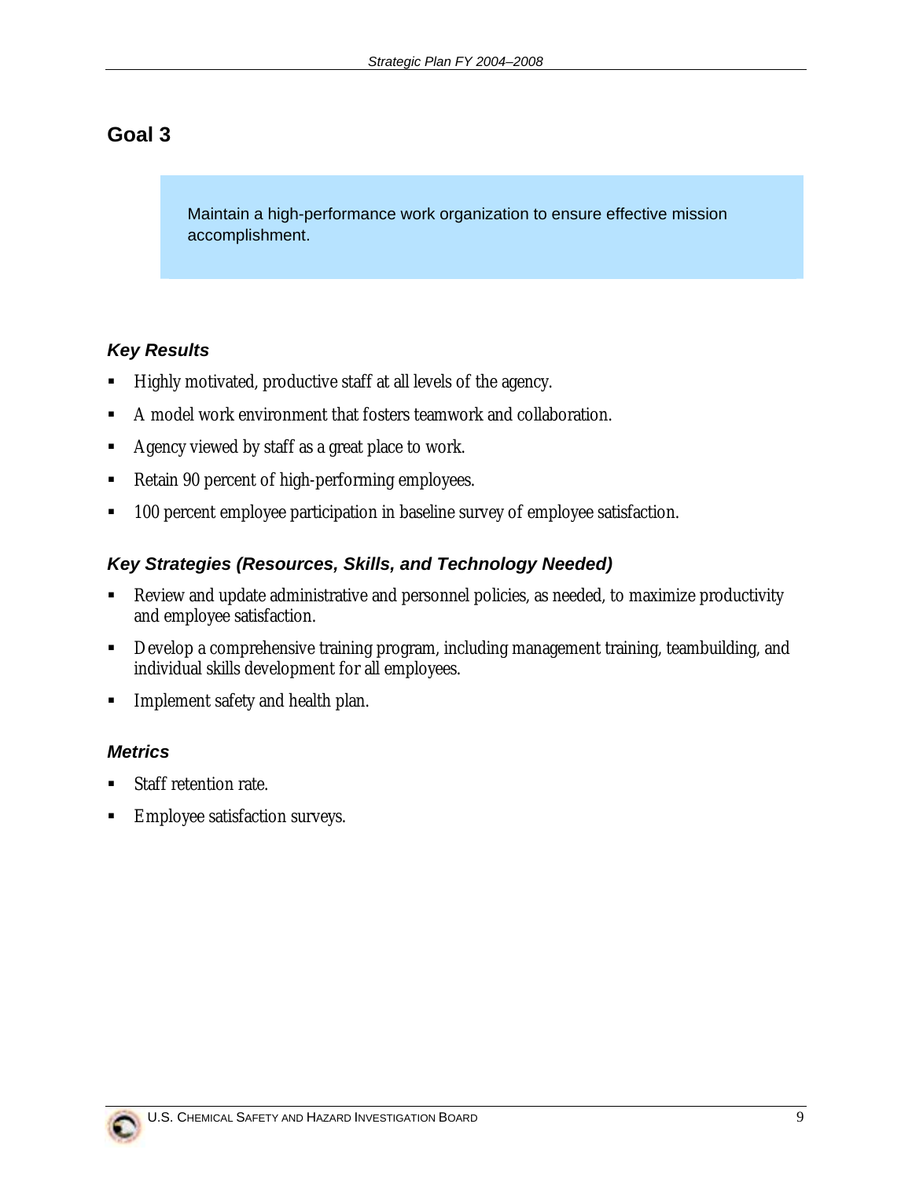## Goal 3

> Maintain a high-performance work organization to ensure effective mission accomplishment.

### *Key Results*

- Highly motivated, productive staff at all levels of the agency.
- A model work environment that fosters teamwork and collaboration.
- Agency viewed by staff as a great place to work.
- Retain 90 percent of high-performing employees.
- 100 percent employee participation in baseline survey of employee satisfaction.

### *Key Strategies (Resources, Skills, and Technology Needed)*

- Review and update administrative and personnel policies, as needed, to maximize productivity and employee satisfaction.
- Develop a comprehensive training program, including management training, teambuilding, and individual skills development for all employees.
- Implement safety and health plan.

### *Metrics*

- Staff retention rate.
- Employee satisfaction surveys.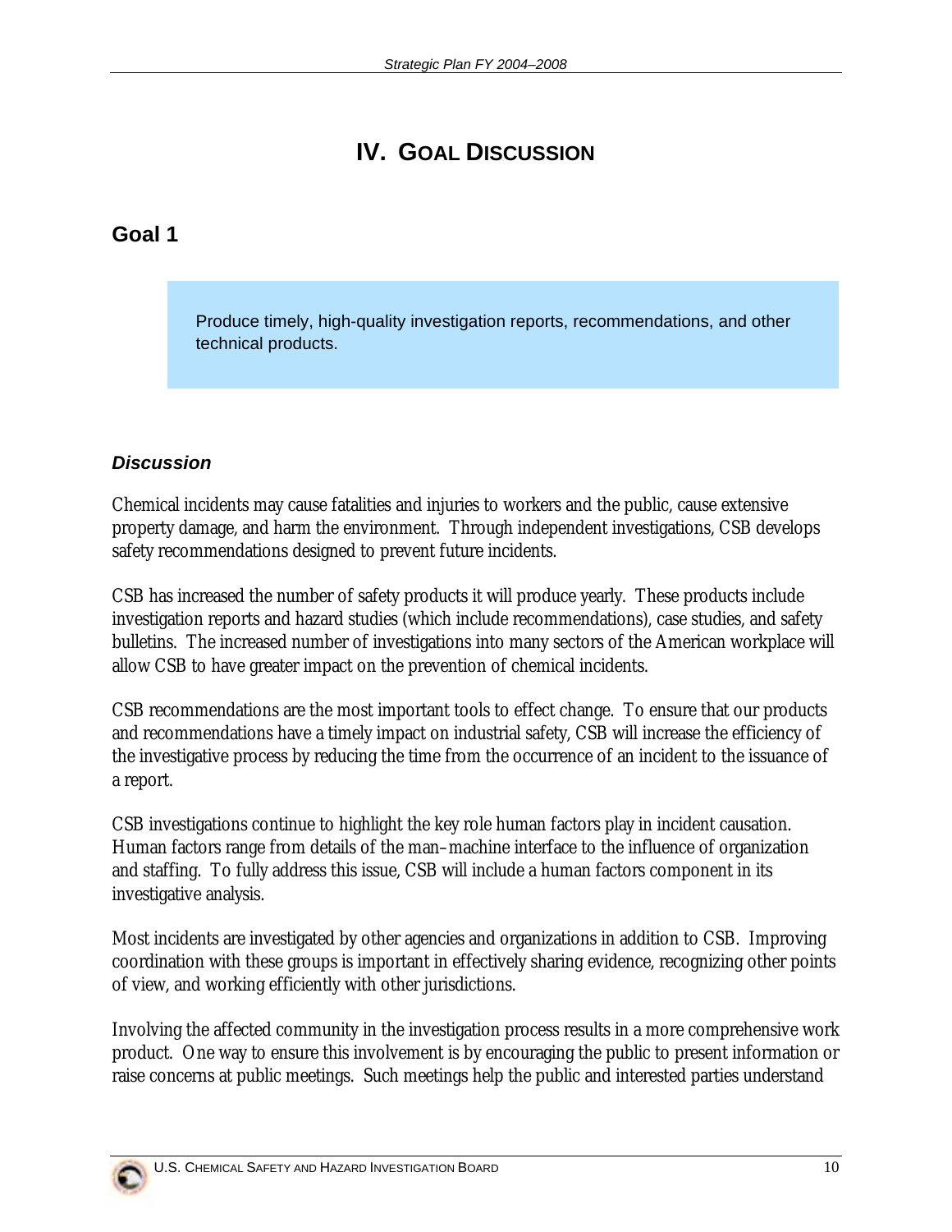# IV. Goal Discussion

## Goal 1

> Produce timely, high-quality investigation reports, recommendations, and other technical products.

### *Discussion*

Chemical incidents may cause fatalities and injuries to workers and the public, cause extensive property damage, and harm the environment. Through independent investigations, CSB develops safety recommendations designed to prevent future incidents.

CSB has increased the number of safety products it will produce yearly. These products include investigation reports and hazard studies (which include recommendations), case studies, and safety bulletins. The increased number of investigations into many sectors of the American workplace will allow CSB to have greater impact on the prevention of chemical incidents.

CSB recommendations are the most important tools to effect change. To ensure that our products and recommendations have a timely impact on industrial safety, CSB will increase the efficiency of the investigative process by reducing the time from the occurrence of an incident to the issuance of a report.

CSB investigations continue to highlight the key role human factors play in incident causation. Human factors range from details of the man–machine interface to the influence of organization and staffing. To fully address this issue, CSB will include a human factors component in its investigative analysis.

Most incidents are investigated by other agencies and organizations in addition to CSB. Improving coordination with these groups is important in effectively sharing evidence, recognizing other points of view, and working efficiently with other jurisdictions.

Involving the affected community in the investigation process results in a more comprehensive work product. One way to ensure this involvement is by encouraging the public to present information or raise concerns at public meetings. Such meetings help the public and interested parties understand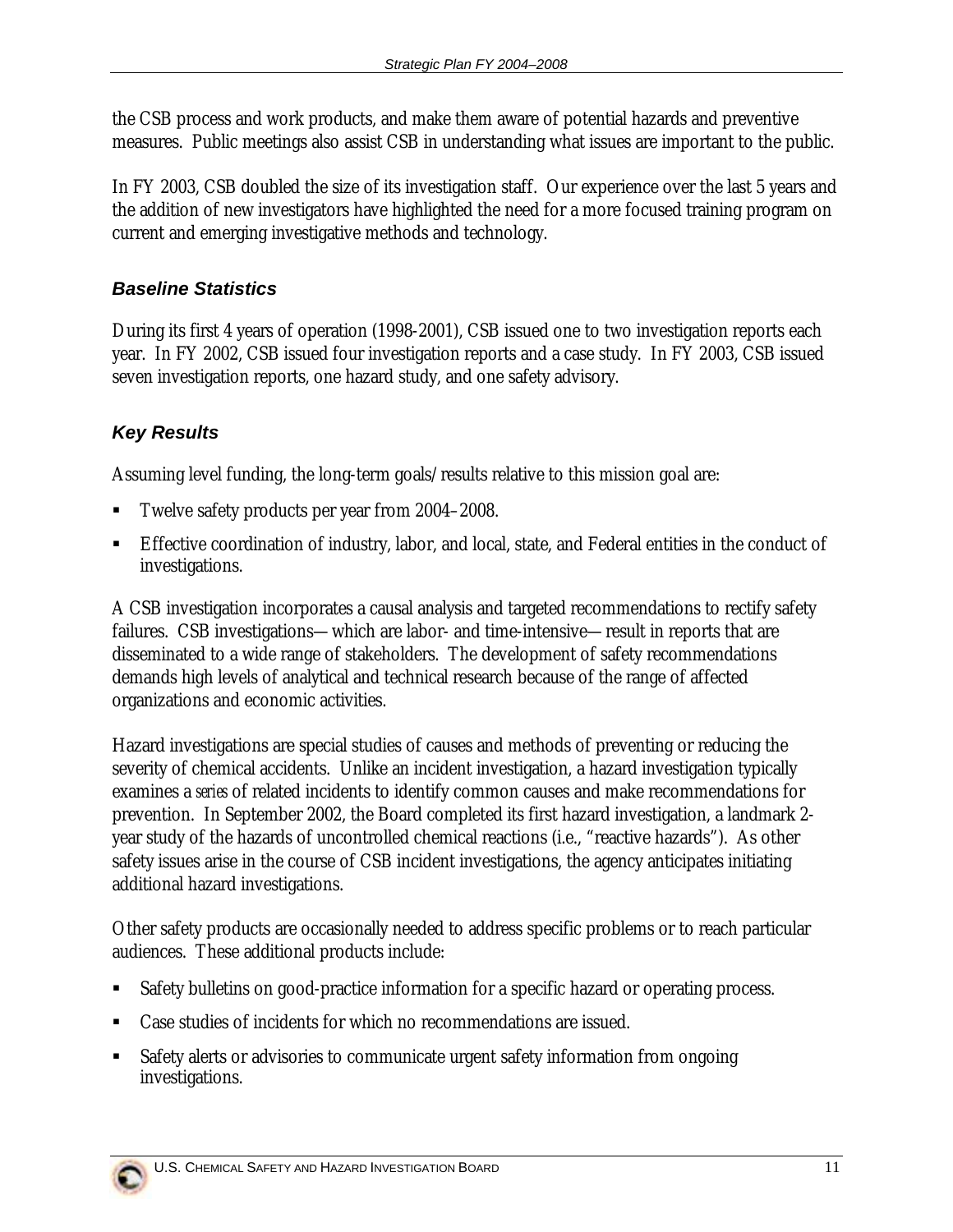the CSB process and work products, and make them aware of potential hazards and preventive measures. Public meetings also assist CSB in understanding what issues are important to the public.

In FY 2003, CSB doubled the size of its investigation staff. Our experience over the last 5 years and the addition of new investigators have highlighted the need for a more focused training program on current and emerging investigative methods and technology.

### *Baseline Statistics*

During its first 4 years of operation (1998-2001), CSB issued one to two investigation reports each year. In FY 2002, CSB issued four investigation reports and a case study. In FY 2003, CSB issued seven investigation reports, one hazard study, and one safety advisory.

### *Key Results*

Assuming level funding, the long-term goals/results relative to this mission goal are:

- Twelve safety products per year from 2004–2008.
- Effective coordination of industry, labor, and local, state, and Federal entities in the conduct of investigations.

A CSB investigation incorporates a causal analysis and targeted recommendations to rectify safety failures. CSB investigations—which are labor- and time-intensive—result in reports that are disseminated to a wide range of stakeholders. The development of safety recommendations demands high levels of analytical and technical research because of the range of affected organizations and economic activities.

Hazard investigations are special studies of causes and methods of preventing or reducing the severity of chemical accidents. Unlike an incident investigation, a hazard investigation typically examines a *series* of related incidents to identify common causes and make recommendations for prevention. In September 2002, the Board completed its first hazard investigation, a landmark 2-year study of the hazards of uncontrolled chemical reactions (i.e., "reactive hazards"). As other safety issues arise in the course of CSB incident investigations, the agency anticipates initiating additional hazard investigations.

Other safety products are occasionally needed to address specific problems or to reach particular audiences. These additional products include:

- Safety bulletins on good-practice information for a specific hazard or operating process.
- Case studies of incidents for which no recommendations are issued.
- Safety alerts or advisories to communicate urgent safety information from ongoing investigations.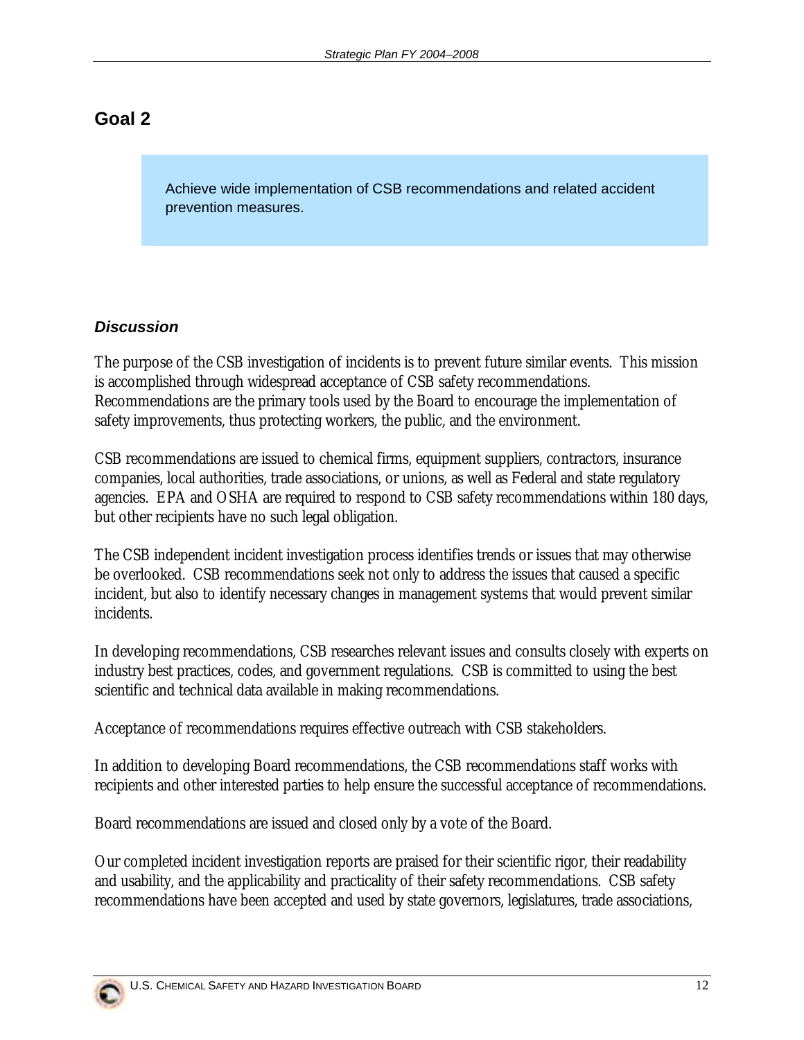## Goal 2

> Achieve wide implementation of CSB recommendations and related accident prevention measures.

### *Discussion*

The purpose of the CSB investigation of incidents is to prevent future similar events. This mission is accomplished through widespread acceptance of CSB safety recommendations. Recommendations are the primary tools used by the Board to encourage the implementation of safety improvements, thus protecting workers, the public, and the environment.

CSB recommendations are issued to chemical firms, equipment suppliers, contractors, insurance companies, local authorities, trade associations, or unions, as well as Federal and state regulatory agencies. EPA and OSHA are required to respond to CSB safety recommendations within 180 days, but other recipients have no such legal obligation.

The CSB independent incident investigation process identifies trends or issues that may otherwise be overlooked. CSB recommendations seek not only to address the issues that caused a specific incident, but also to identify necessary changes in management systems that would prevent similar incidents.

In developing recommendations, CSB researches relevant issues and consults closely with experts on industry best practices, codes, and government regulations. CSB is committed to using the best scientific and technical data available in making recommendations.

Acceptance of recommendations requires effective outreach with CSB stakeholders.

In addition to developing Board recommendations, the CSB recommendations staff works with recipients and other interested parties to help ensure the successful acceptance of recommendations.

Board recommendations are issued and closed only by a vote of the Board.

Our completed incident investigation reports are praised for their scientific rigor, their readability and usability, and the applicability and practicality of their safety recommendations. CSB safety recommendations have been accepted and used by state governors, legislatures, trade associations,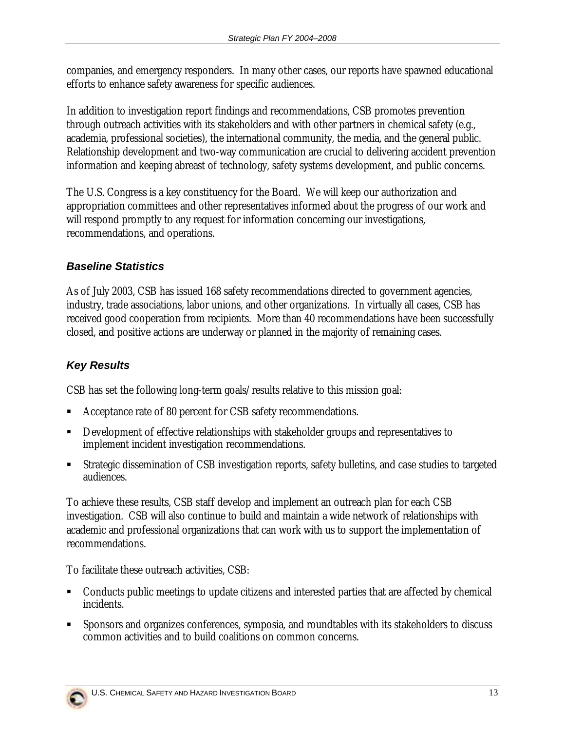companies, and emergency responders. In many other cases, our reports have spawned educational efforts to enhance safety awareness for specific audiences.

In addition to investigation report findings and recommendations, CSB promotes prevention through outreach activities with its stakeholders and with other partners in chemical safety (e.g., academia, professional societies), the international community, the media, and the general public. Relationship development and two-way communication are crucial to delivering accident prevention information and keeping abreast of technology, safety systems development, and public concerns.

The U.S. Congress is a key constituency for the Board. We will keep our authorization and appropriation committees and other representatives informed about the progress of our work and will respond promptly to any request for information concerning our investigations, recommendations, and operations.

### *Baseline Statistics*

As of July 2003, CSB has issued 168 safety recommendations directed to government agencies, industry, trade associations, labor unions, and other organizations. In virtually all cases, CSB has received good cooperation from recipients. More than 40 recommendations have been successfully closed, and positive actions are underway or planned in the majority of remaining cases.

### *Key Results*

CSB has set the following long-term goals/results relative to this mission goal:

- Acceptance rate of 80 percent for CSB safety recommendations.
- Development of effective relationships with stakeholder groups and representatives to implement incident investigation recommendations.
- Strategic dissemination of CSB investigation reports, safety bulletins, and case studies to targeted audiences.

To achieve these results, CSB staff develop and implement an outreach plan for each CSB investigation. CSB will also continue to build and maintain a wide network of relationships with academic and professional organizations that can work with us to support the implementation of recommendations.

To facilitate these outreach activities, CSB:

- Conducts public meetings to update citizens and interested parties that are affected by chemical incidents.
- Sponsors and organizes conferences, symposia, and roundtables with its stakeholders to discuss common activities and to build coalitions on common concerns.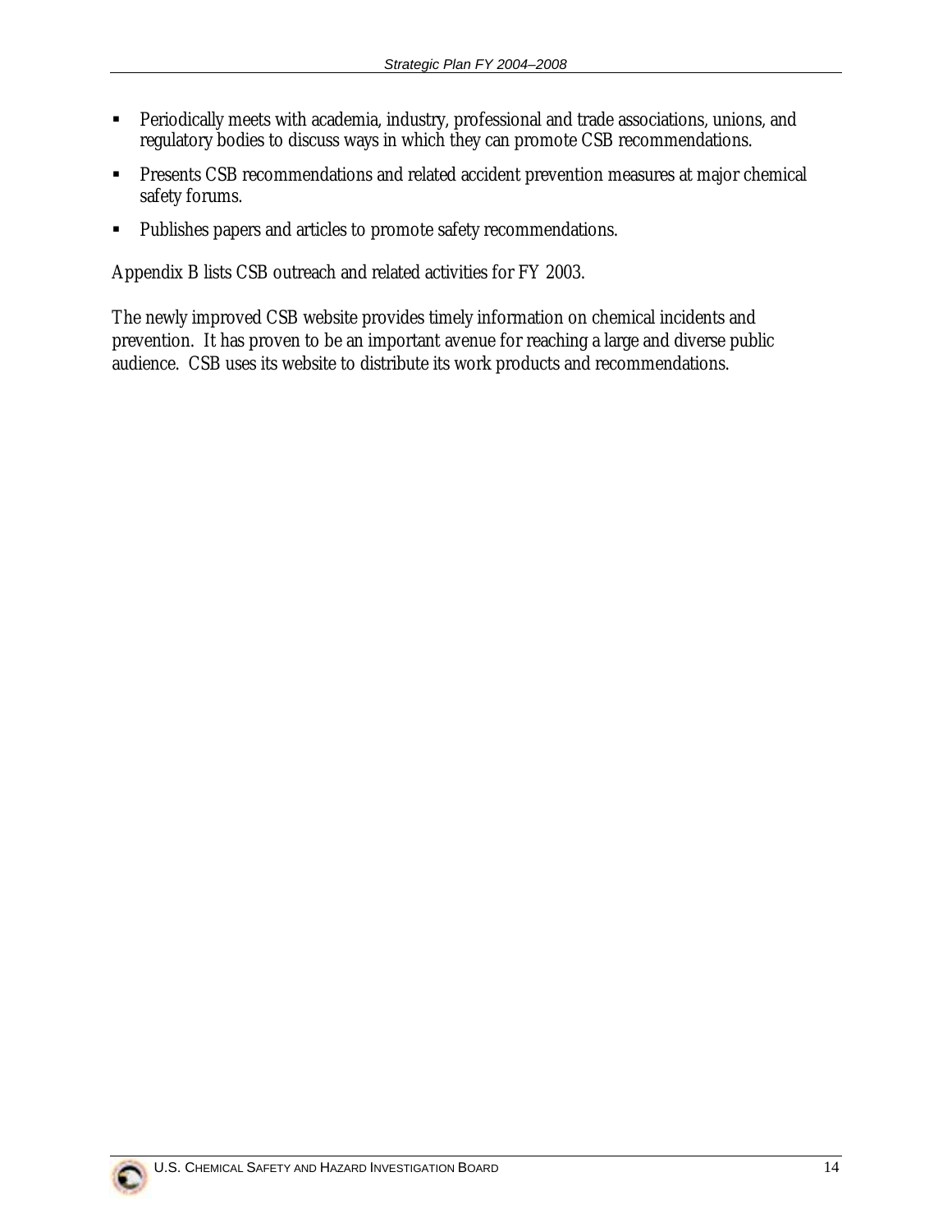- Periodically meets with academia, industry, professional and trade associations, unions, and regulatory bodies to discuss ways in which they can promote CSB recommendations.
- Presents CSB recommendations and related accident prevention measures at major chemical safety forums.
- Publishes papers and articles to promote safety recommendations.

Appendix B lists CSB outreach and related activities for FY 2003.

The newly improved CSB website provides timely information on chemical incidents and prevention. It has proven to be an important avenue for reaching a large and diverse public audience. CSB uses its website to distribute its work products and recommendations.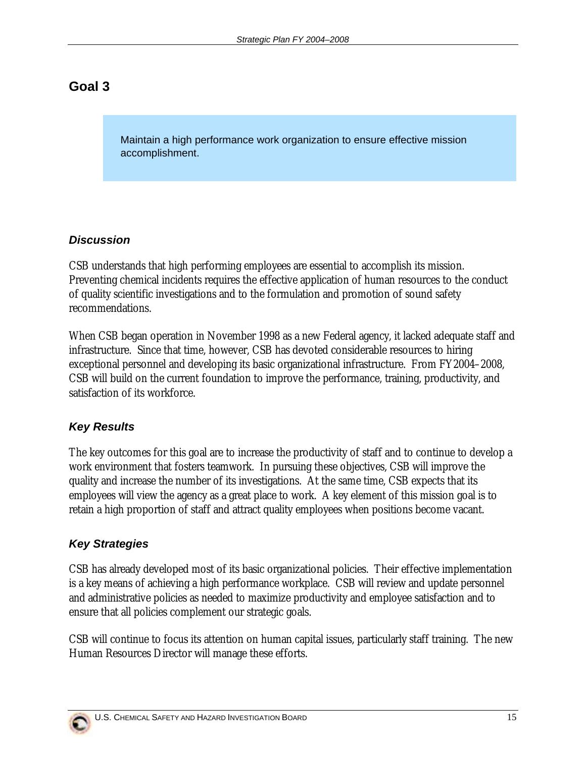## Goal 3

> Maintain a high performance work organization to ensure effective mission accomplishment.

### *Discussion*

CSB understands that high performing employees are essential to accomplish its mission. Preventing chemical incidents requires the effective application of human resources to the conduct of quality scientific investigations and to the formulation and promotion of sound safety recommendations.

When CSB began operation in November 1998 as a new Federal agency, it lacked adequate staff and infrastructure. Since that time, however, CSB has devoted considerable resources to hiring exceptional personnel and developing its basic organizational infrastructure. From FY2004–2008, CSB will build on the current foundation to improve the performance, training, productivity, and satisfaction of its workforce.

### *Key Results*

The key outcomes for this goal are to increase the productivity of staff and to continue to develop a work environment that fosters teamwork. In pursuing these objectives, CSB will improve the quality and increase the number of its investigations. At the same time, CSB expects that its employees will view the agency as a great place to work. A key element of this mission goal is to retain a high proportion of staff and attract quality employees when positions become vacant.

### *Key Strategies*

CSB has already developed most of its basic organizational policies. Their effective implementation is a key means of achieving a high performance workplace. CSB will review and update personnel and administrative policies as needed to maximize productivity and employee satisfaction and to ensure that all policies complement our strategic goals.

CSB will continue to focus its attention on human capital issues, particularly staff training. The new Human Resources Director will manage these efforts.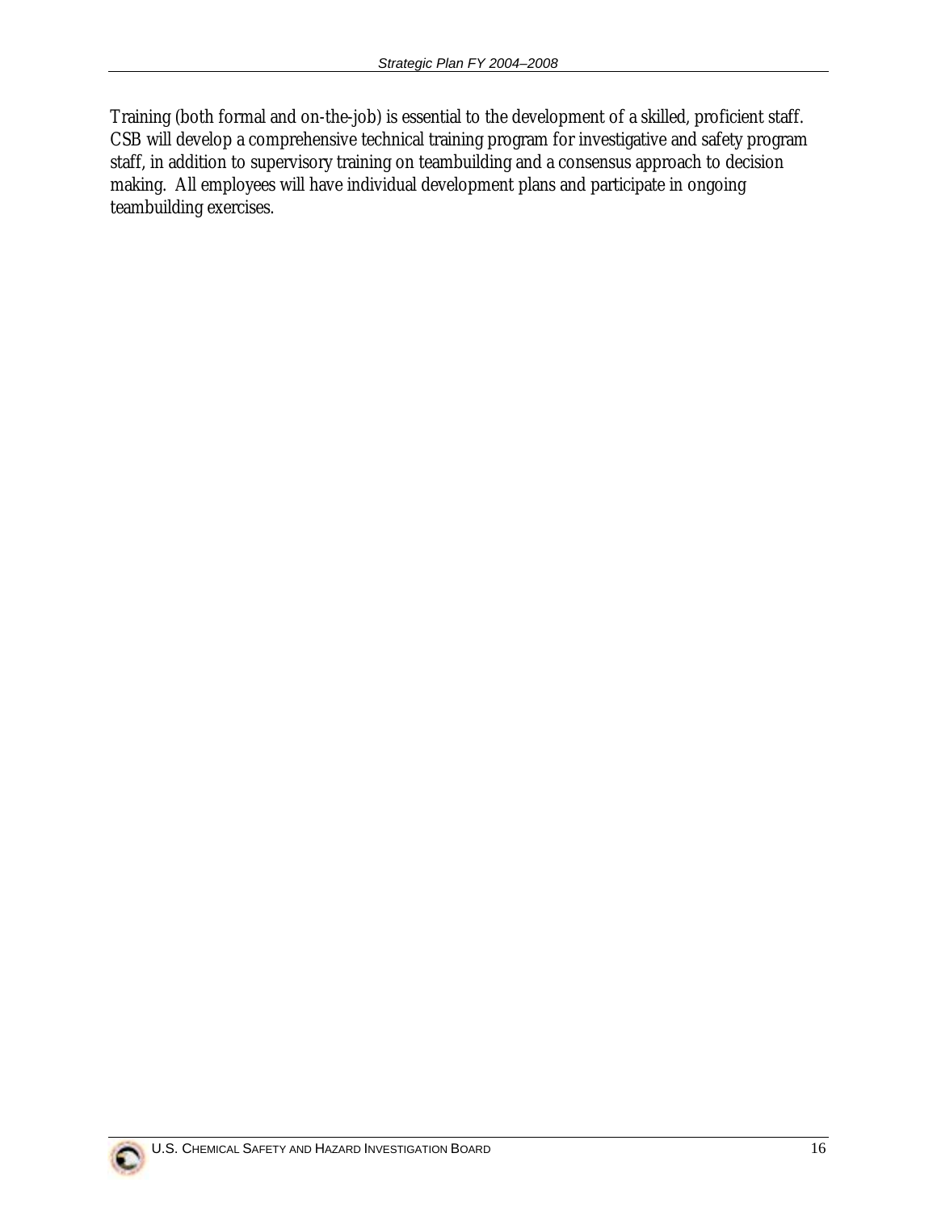Training (both formal and on-the-job) is essential to the development of a skilled, proficient staff. CSB will develop a comprehensive technical training program for investigative and safety program staff, in addition to supervisory training on teambuilding and a consensus approach to decision making. All employees will have individual development plans and participate in ongoing teambuilding exercises.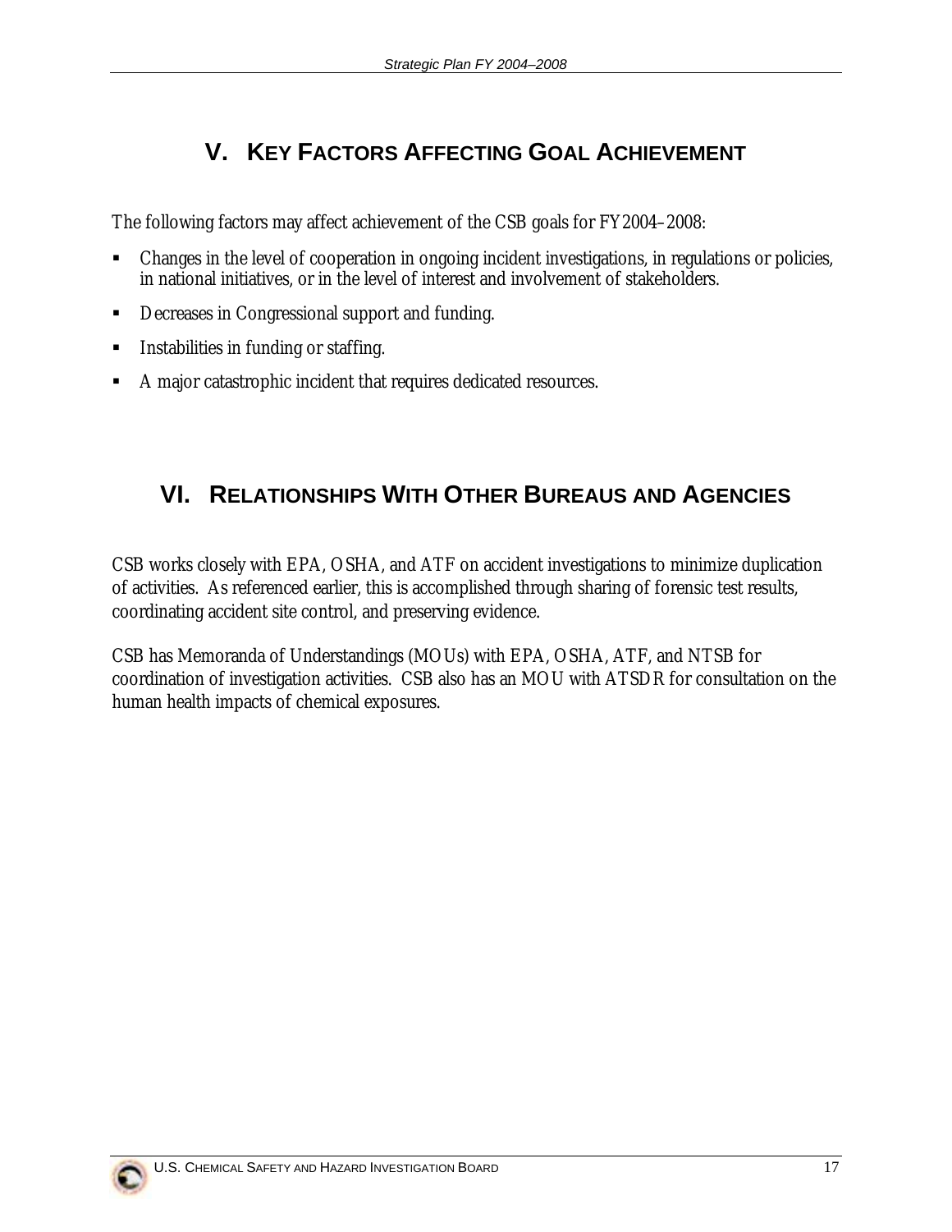## V. KEY FACTORS AFFECTING GOAL ACHIEVEMENT

The following factors may affect achievement of the CSB goals for FY2004–2008:

- Changes in the level of cooperation in ongoing incident investigations, in regulations or policies, in national initiatives, or in the level of interest and involvement of stakeholders.
- Decreases in Congressional support and funding.
- Instabilities in funding or staffing.
- A major catastrophic incident that requires dedicated resources.

## VI. RELATIONSHIPS WITH OTHER BUREAUS AND AGENCIES

CSB works closely with EPA, OSHA, and ATF on accident investigations to minimize duplication of activities. As referenced earlier, this is accomplished through sharing of forensic test results, coordinating accident site control, and preserving evidence.

CSB has Memoranda of Understandings (MOUs) with EPA, OSHA, ATF, and NTSB for coordination of investigation activities. CSB also has an MOU with ATSDR for consultation on the human health impacts of chemical exposures.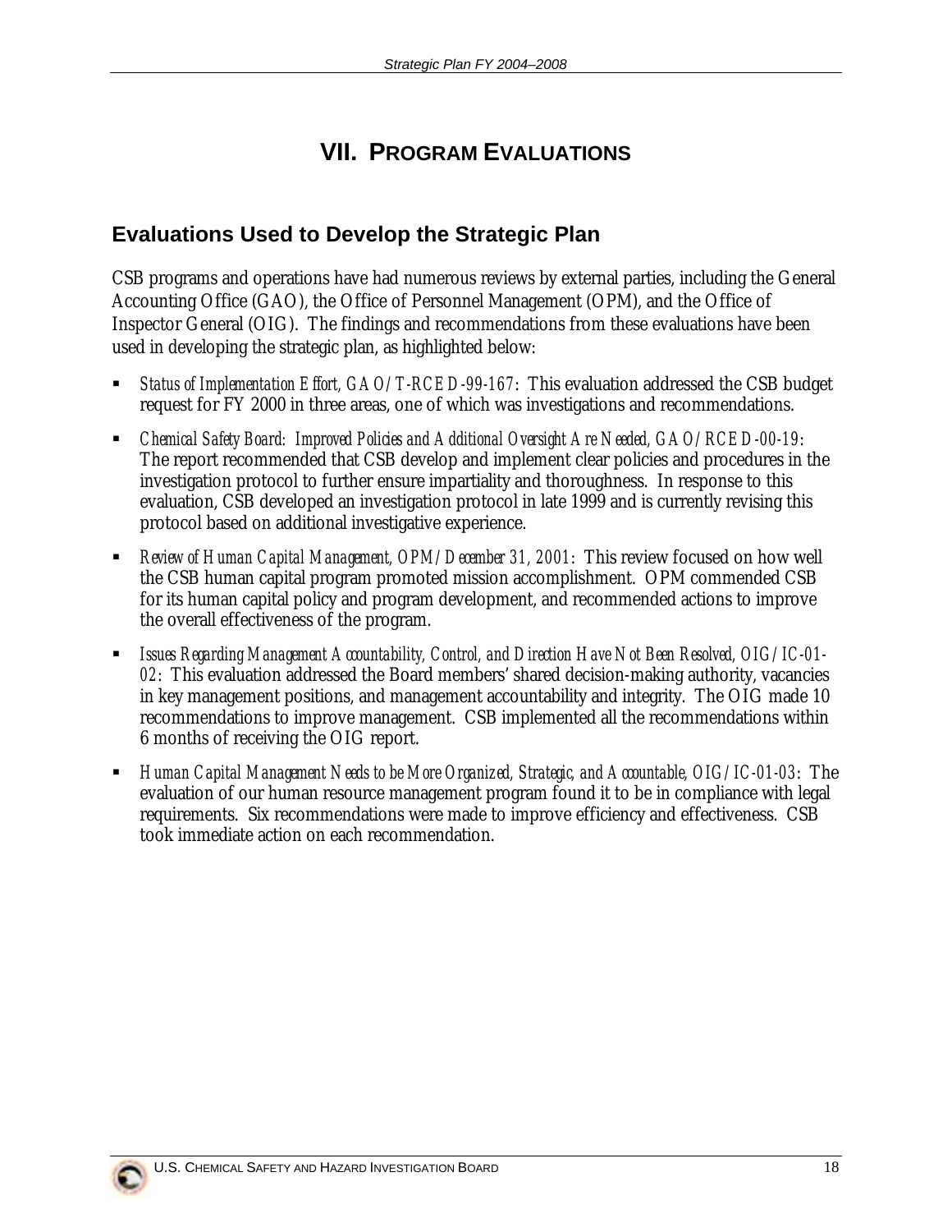# VII. PROGRAM EVALUATIONS

## Evaluations Used to Develop the Strategic Plan

CSB programs and operations have had numerous reviews by external parties, including the General Accounting Office (GAO), the Office of Personnel Management (OPM), and the Office of Inspector General (OIG). The findings and recommendations from these evaluations have been used in developing the strategic plan, as highlighted below:

- *Status of Implementation Effort, GAO/T-RCED-99-167*: This evaluation addressed the CSB budget request for FY 2000 in three areas, one of which was investigations and recommendations.
- *Chemical Safety Board: Improved Policies and Additional Oversight Are Needed, GAO/RCED-00-19*: The report recommended that CSB develop and implement clear policies and procedures in the investigation protocol to further ensure impartiality and thoroughness. In response to this evaluation, CSB developed an investigation protocol in late 1999 and is currently revising this protocol based on additional investigative experience.
- *Review of Human Capital Management, OPM/December 31, 2001*: This review focused on how well the CSB human capital program promoted mission accomplishment. OPM commended CSB for its human capital policy and program development, and recommended actions to improve the overall effectiveness of the program.
- *Issues Regarding Management Accountability, Control, and Direction Have Not Been Resolved, OIG/IC-01-02*: This evaluation addressed the Board members' shared decision-making authority, vacancies in key management positions, and management accountability and integrity. The OIG made 10 recommendations to improve management. CSB implemented all the recommendations within 6 months of receiving the OIG report.
- *Human Capital Management Needs to be More Organized, Strategic, and Accountable, OIG/IC-01-03*: The evaluation of our human resource management program found it to be in compliance with legal requirements. Six recommendations were made to improve efficiency and effectiveness. CSB took immediate action on each recommendation.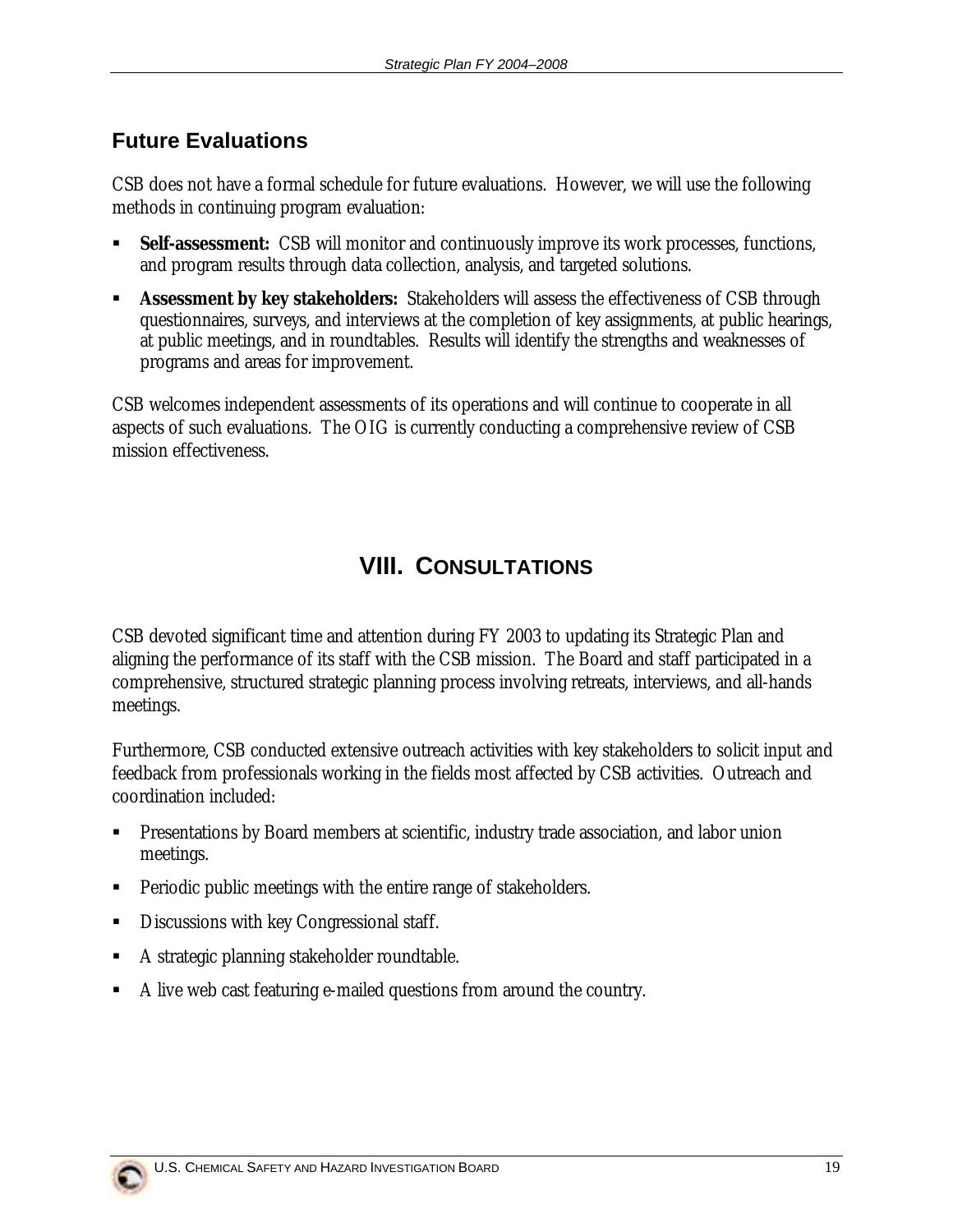## Future Evaluations

CSB does not have a formal schedule for future evaluations. However, we will use the following methods in continuing program evaluation:

- **Self-assessment:** CSB will monitor and continuously improve its work processes, functions, and program results through data collection, analysis, and targeted solutions.
- **Assessment by key stakeholders:** Stakeholders will assess the effectiveness of CSB through questionnaires, surveys, and interviews at the completion of key assignments, at public hearings, at public meetings, and in roundtables. Results will identify the strengths and weaknesses of programs and areas for improvement.

CSB welcomes independent assessments of its operations and will continue to cooperate in all aspects of such evaluations. The OIG is currently conducting a comprehensive review of CSB mission effectiveness.

# VIII. Consultations

CSB devoted significant time and attention during FY 2003 to updating its Strategic Plan and aligning the performance of its staff with the CSB mission. The Board and staff participated in a comprehensive, structured strategic planning process involving retreats, interviews, and all-hands meetings.

Furthermore, CSB conducted extensive outreach activities with key stakeholders to solicit input and feedback from professionals working in the fields most affected by CSB activities. Outreach and coordination included:

- Presentations by Board members at scientific, industry trade association, and labor union meetings.
- Periodic public meetings with the entire range of stakeholders.
- Discussions with key Congressional staff.
- A strategic planning stakeholder roundtable.
- A live web cast featuring e-mailed questions from around the country.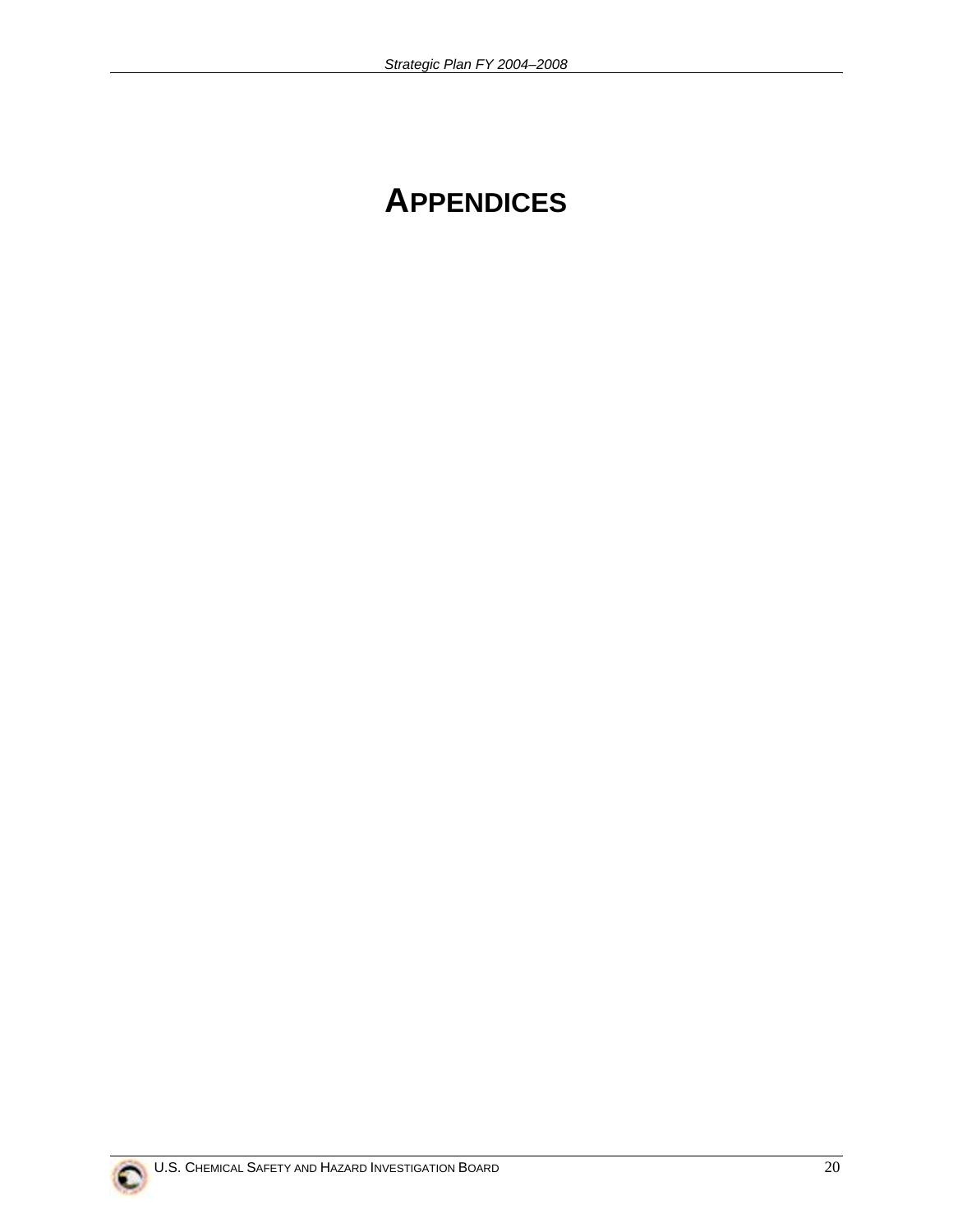# APPENDICES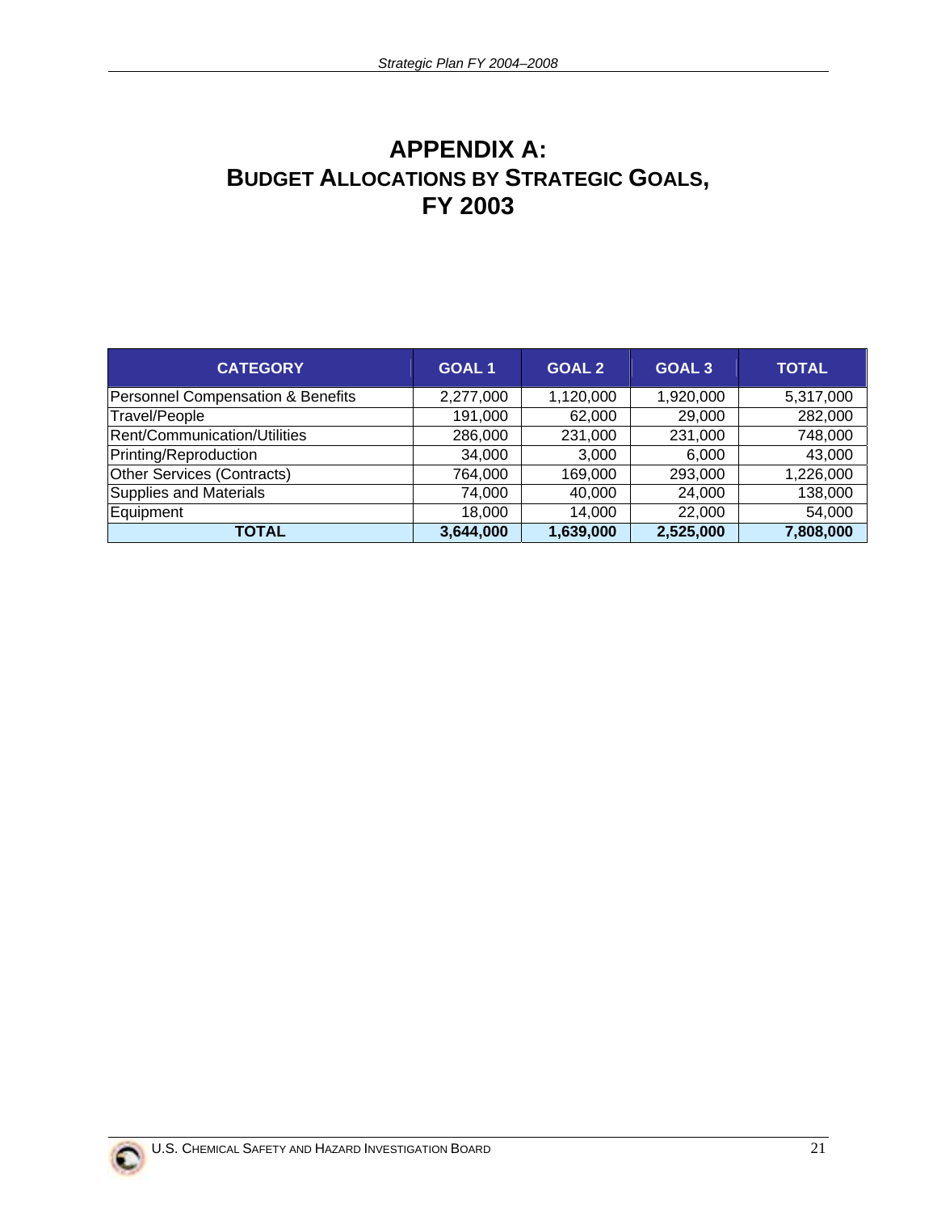# APPENDIX A: BUDGET ALLOCATIONS BY STRATEGIC GOALS, FY 2003

| CATEGORY | GOAL 1 | GOAL 2 | GOAL 3 | TOTAL |
|---|---|---|---|---|
| Personnel Compensation & Benefits | 2,277,000 | 1,120,000 | 1,920,000 | 5,317,000 |
| Travel/People | 191,000 | 62,000 | 29,000 | 282,000 |
| Rent/Communication/Utilities | 286,000 | 231,000 | 231,000 | 748,000 |
| Printing/Reproduction | 34,000 | 3,000 | 6,000 | 43,000 |
| Other Services (Contracts) | 764,000 | 169,000 | 293,000 | 1,226,000 |
| Supplies and Materials | 74,000 | 40,000 | 24,000 | 138,000 |
| Equipment | 18,000 | 14,000 | 22,000 | 54,000 |
| **TOTAL** | **3,644,000** | **1,639,000** | **2,525,000** | **7,808,000** |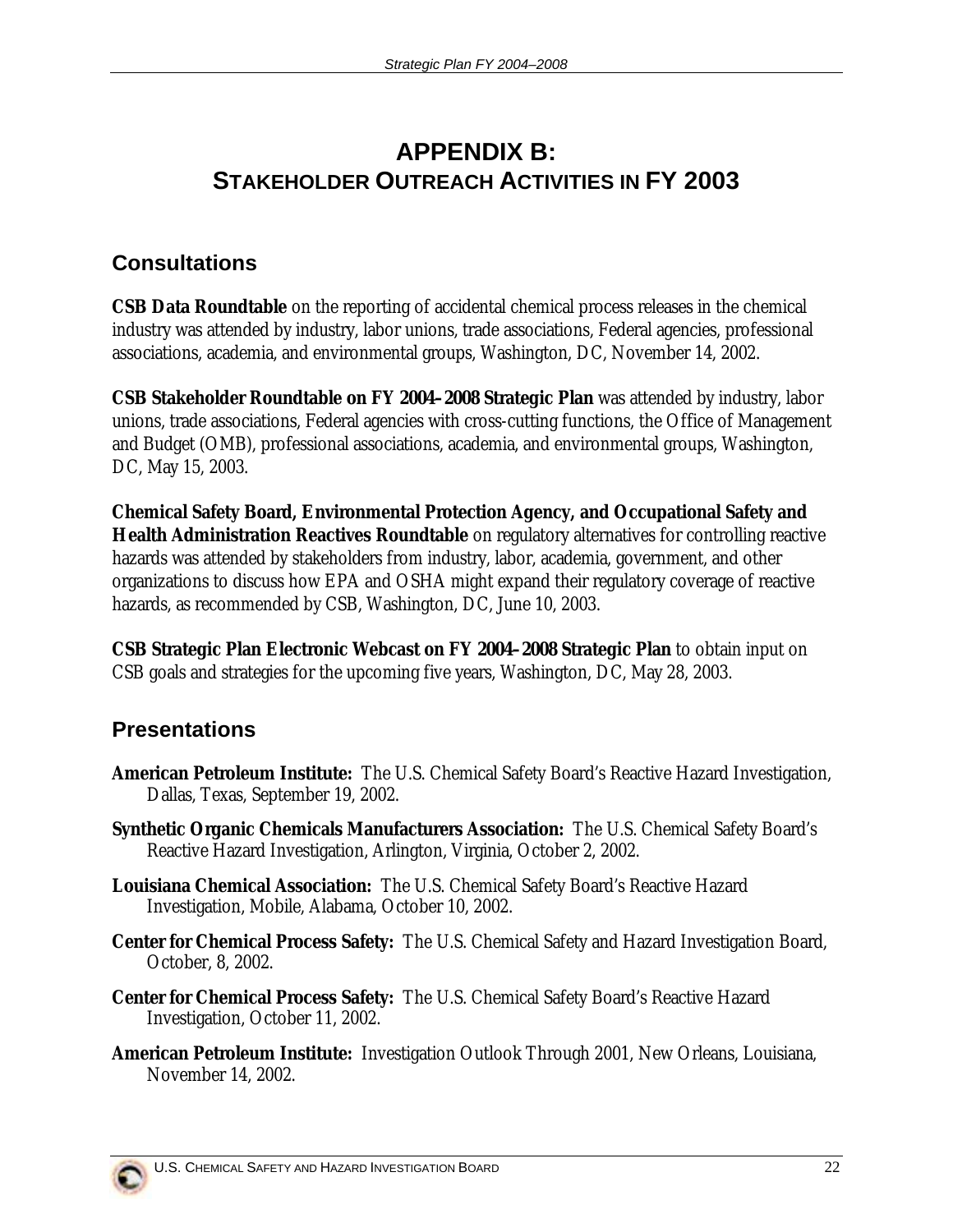# APPENDIX B: STAKEHOLDER OUTREACH ACTIVITIES IN FY 2003

## Consultations

**CSB Data Roundtable** on the reporting of accidental chemical process releases in the chemical industry was attended by industry, labor unions, trade associations, Federal agencies, professional associations, academia, and environmental groups, Washington, DC, November 14, 2002.

**CSB Stakeholder Roundtable on FY 2004–2008 Strategic Plan** was attended by industry, labor unions, trade associations, Federal agencies with cross-cutting functions, the Office of Management and Budget (OMB), professional associations, academia, and environmental groups, Washington, DC, May 15, 2003.

**Chemical Safety Board, Environmental Protection Agency, and Occupational Safety and Health Administration Reactives Roundtable** on regulatory alternatives for controlling reactive hazards was attended by stakeholders from industry, labor, academia, government, and other organizations to discuss how EPA and OSHA might expand their regulatory coverage of reactive hazards, as recommended by CSB, Washington, DC, June 10, 2003.

**CSB Strategic Plan Electronic Webcast on FY 2004–2008 Strategic Plan** to obtain input on CSB goals and strategies for the upcoming five years, Washington, DC, May 28, 2003.

## Presentations

**American Petroleum Institute:** The U.S. Chemical Safety Board's Reactive Hazard Investigation, Dallas, Texas, September 19, 2002.

**Synthetic Organic Chemicals Manufacturers Association:** The U.S. Chemical Safety Board's Reactive Hazard Investigation, Arlington, Virginia, October 2, 2002.

**Louisiana Chemical Association:** The U.S. Chemical Safety Board's Reactive Hazard Investigation, Mobile, Alabama, October 10, 2002.

**Center for Chemical Process Safety:** The U.S. Chemical Safety and Hazard Investigation Board, October, 8, 2002.

**Center for Chemical Process Safety:** The U.S. Chemical Safety Board's Reactive Hazard Investigation, October 11, 2002.

**American Petroleum Institute:** Investigation Outlook Through 2001, New Orleans, Louisiana, November 14, 2002.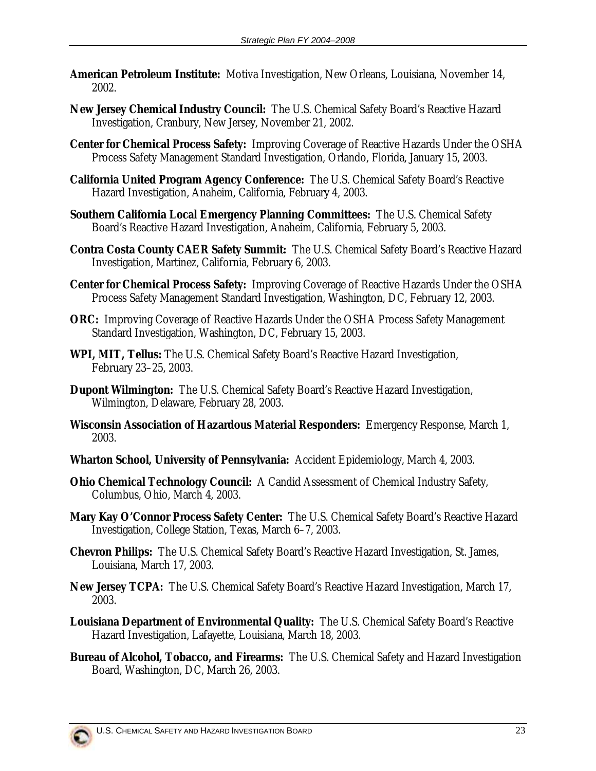**American Petroleum Institute:** Motiva Investigation, New Orleans, Louisiana, November 14, 2002.

**New Jersey Chemical Industry Council:** The U.S. Chemical Safety Board's Reactive Hazard Investigation, Cranbury, New Jersey, November 21, 2002.

**Center for Chemical Process Safety:** Improving Coverage of Reactive Hazards Under the OSHA Process Safety Management Standard Investigation, Orlando, Florida, January 15, 2003.

**California United Program Agency Conference:** The U.S. Chemical Safety Board's Reactive Hazard Investigation, Anaheim, California, February 4, 2003.

**Southern California Local Emergency Planning Committees:** The U.S. Chemical Safety Board's Reactive Hazard Investigation, Anaheim, California, February 5, 2003.

**Contra Costa County CAER Safety Summit:** The U.S. Chemical Safety Board's Reactive Hazard Investigation, Martinez, California, February 6, 2003.

**Center for Chemical Process Safety:** Improving Coverage of Reactive Hazards Under the OSHA Process Safety Management Standard Investigation, Washington, DC, February 12, 2003.

**ORC:** Improving Coverage of Reactive Hazards Under the OSHA Process Safety Management Standard Investigation, Washington, DC, February 15, 2003.

**WPI, MIT, Tellus:** The U.S. Chemical Safety Board's Reactive Hazard Investigation, February 23–25, 2003.

**Dupont Wilmington:** The U.S. Chemical Safety Board's Reactive Hazard Investigation, Wilmington, Delaware, February 28, 2003.

**Wisconsin Association of Hazardous Material Responders:** Emergency Response, March 1, 2003.

**Wharton School, University of Pennsylvania:** Accident Epidemiology, March 4, 2003.

**Ohio Chemical Technology Council:** A Candid Assessment of Chemical Industry Safety, Columbus, Ohio, March 4, 2003.

**Mary Kay O'Connor Process Safety Center:** The U.S. Chemical Safety Board's Reactive Hazard Investigation, College Station, Texas, March 6–7, 2003.

**Chevron Philips:** The U.S. Chemical Safety Board's Reactive Hazard Investigation, St. James, Louisiana, March 17, 2003.

**New Jersey TCPA:** The U.S. Chemical Safety Board's Reactive Hazard Investigation, March 17, 2003.

**Louisiana Department of Environmental Quality:** The U.S. Chemical Safety Board's Reactive Hazard Investigation, Lafayette, Louisiana, March 18, 2003.

**Bureau of Alcohol, Tobacco, and Firearms:** The U.S. Chemical Safety and Hazard Investigation Board, Washington, DC, March 26, 2003.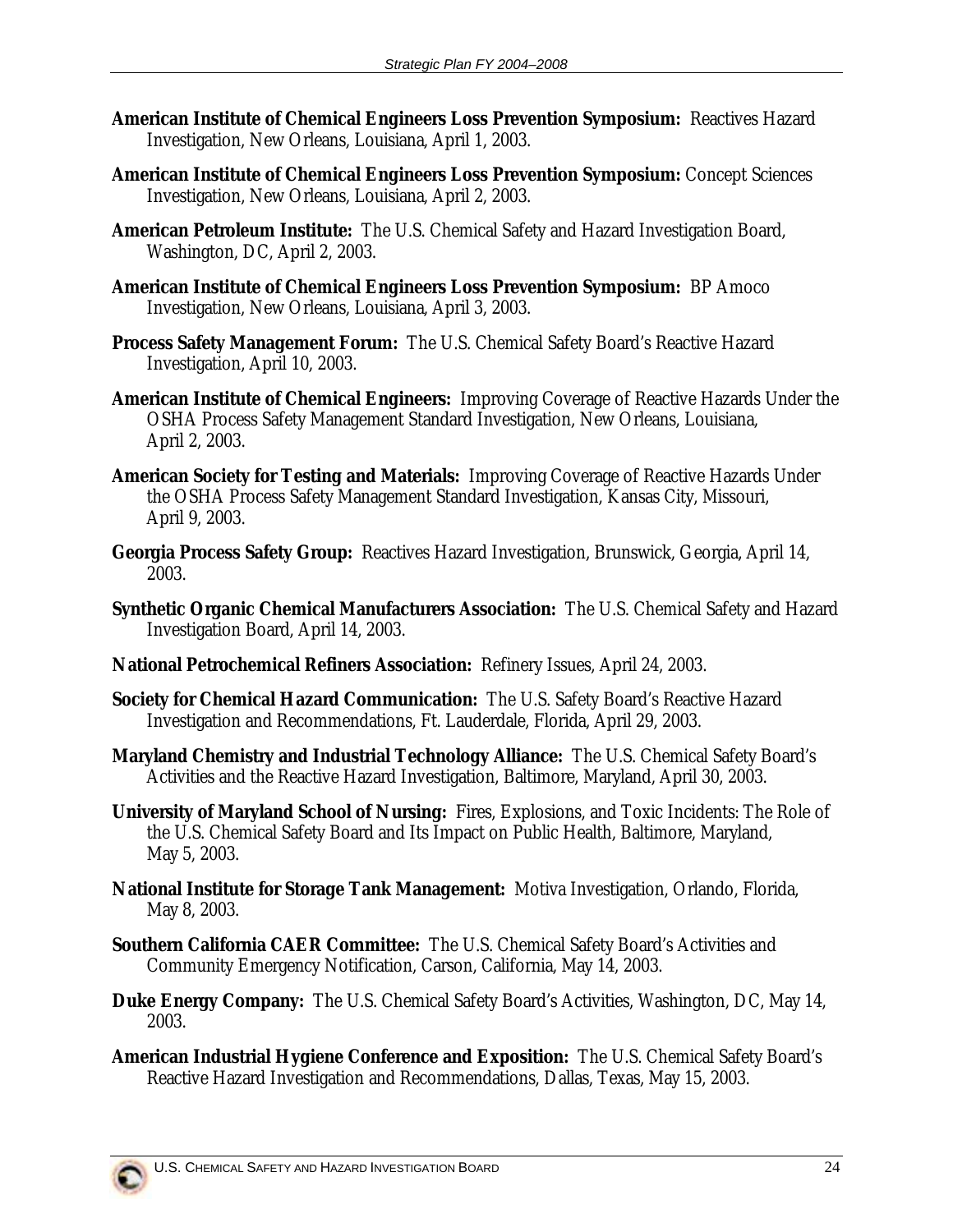**American Institute of Chemical Engineers Loss Prevention Symposium:** Reactives Hazard Investigation, New Orleans, Louisiana, April 1, 2003.

**American Institute of Chemical Engineers Loss Prevention Symposium:** Concept Sciences Investigation, New Orleans, Louisiana, April 2, 2003.

**American Petroleum Institute:** The U.S. Chemical Safety and Hazard Investigation Board, Washington, DC, April 2, 2003.

**American Institute of Chemical Engineers Loss Prevention Symposium:** BP Amoco Investigation, New Orleans, Louisiana, April 3, 2003.

**Process Safety Management Forum:** The U.S. Chemical Safety Board's Reactive Hazard Investigation, April 10, 2003.

**American Institute of Chemical Engineers:** Improving Coverage of Reactive Hazards Under the OSHA Process Safety Management Standard Investigation, New Orleans, Louisiana, April 2, 2003.

**American Society for Testing and Materials:** Improving Coverage of Reactive Hazards Under the OSHA Process Safety Management Standard Investigation, Kansas City, Missouri, April 9, 2003.

**Georgia Process Safety Group:** Reactives Hazard Investigation, Brunswick, Georgia, April 14, 2003.

**Synthetic Organic Chemical Manufacturers Association:** The U.S. Chemical Safety and Hazard Investigation Board, April 14, 2003.

**National Petrochemical Refiners Association:** Refinery Issues, April 24, 2003.

**Society for Chemical Hazard Communication:** The U.S. Safety Board's Reactive Hazard Investigation and Recommendations, Ft. Lauderdale, Florida, April 29, 2003.

**Maryland Chemistry and Industrial Technology Alliance:** The U.S. Chemical Safety Board's Activities and the Reactive Hazard Investigation, Baltimore, Maryland, April 30, 2003.

**University of Maryland School of Nursing:** Fires, Explosions, and Toxic Incidents: The Role of the U.S. Chemical Safety Board and Its Impact on Public Health, Baltimore, Maryland, May 5, 2003.

**National Institute for Storage Tank Management:** Motiva Investigation, Orlando, Florida, May 8, 2003.

**Southern California CAER Committee:** The U.S. Chemical Safety Board's Activities and Community Emergency Notification, Carson, California, May 14, 2003.

**Duke Energy Company:** The U.S. Chemical Safety Board's Activities, Washington, DC, May 14, 2003.

**American Industrial Hygiene Conference and Exposition:** The U.S. Chemical Safety Board's Reactive Hazard Investigation and Recommendations, Dallas, Texas, May 15, 2003.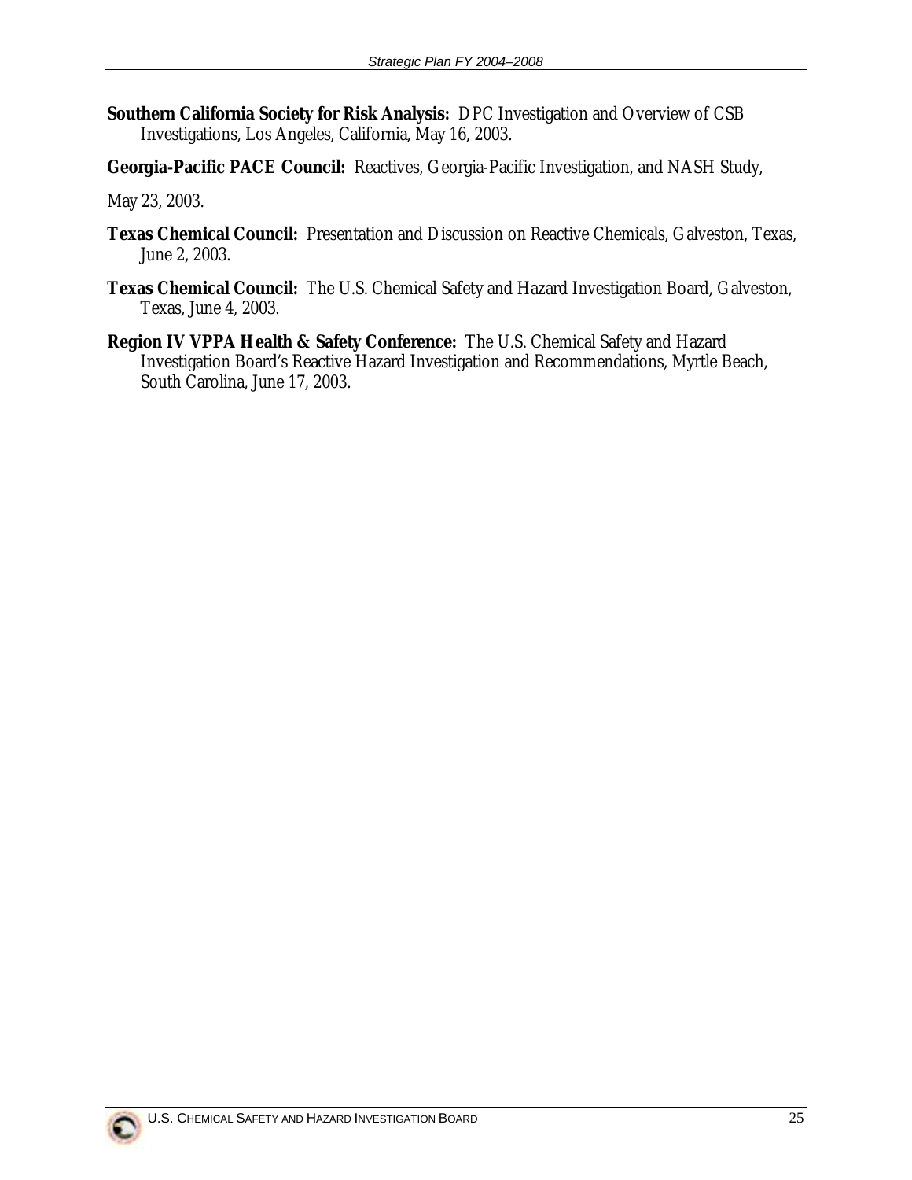**Southern California Society for Risk Analysis:** DPC Investigation and Overview of CSB Investigations, Los Angeles, California, May 16, 2003.

**Georgia-Pacific PACE Council:** Reactives, Georgia-Pacific Investigation, and NASH Study,

May 23, 2003.

**Texas Chemical Council:** Presentation and Discussion on Reactive Chemicals, Galveston, Texas, June 2, 2003.

**Texas Chemical Council:** The U.S. Chemical Safety and Hazard Investigation Board, Galveston, Texas, June 4, 2003.

**Region IV VPPA Health & Safety Conference:** The U.S. Chemical Safety and Hazard Investigation Board's Reactive Hazard Investigation and Recommendations, Myrtle Beach, South Carolina, June 17, 2003.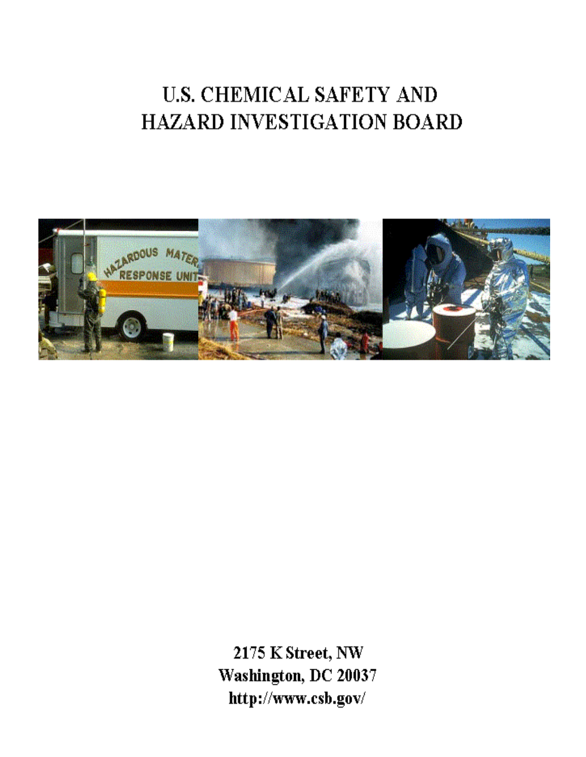# U.S. CHEMICAL SAFETY AND HAZARD INVESTIGATION BOARD

**2175 K Street, NW**
**Washington, DC 20037**
**http://www.csb.gov/**